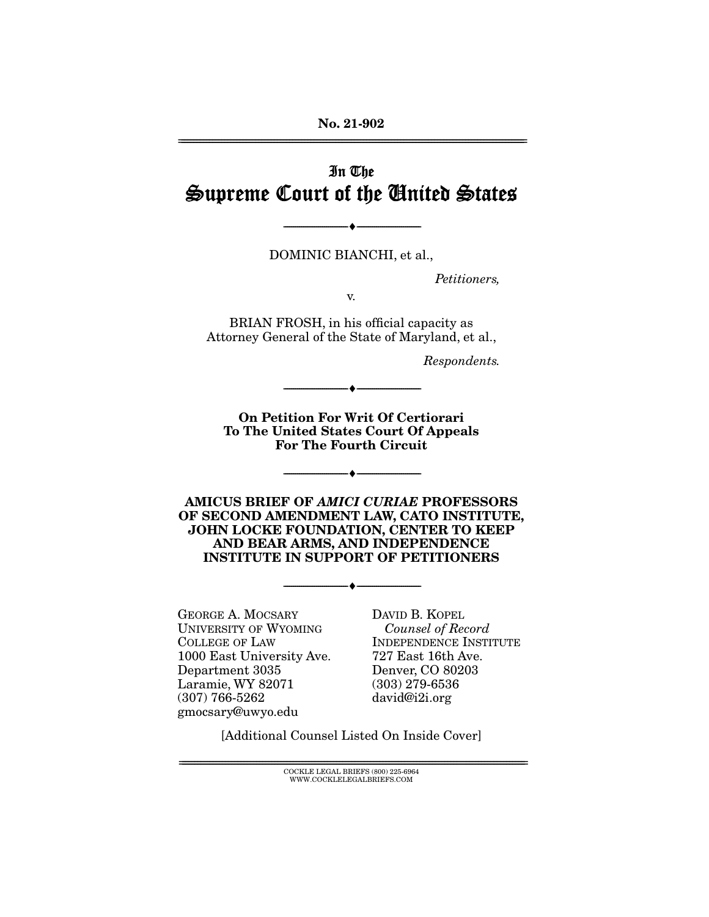No. 21-902

# In The
# Supreme Court of the United States

---

DOMINIC BIANCHI, et al.,

*Petitioners,*

v.

BRIAN FROSH, in his official capacity as Attorney General of the State of Maryland, et al.,

*Respondents.*

---

**On Petition For Writ Of Certiorari To The United States Court Of Appeals For The Fourth Circuit**

---

**AMICUS BRIEF OF *AMICI CURIAE* PROFESSORS OF SECOND AMENDMENT LAW, CATO INSTITUTE, JOHN LOCKE FOUNDATION, CENTER TO KEEP AND BEAR ARMS, AND INDEPENDENCE INSTITUTE IN SUPPORT OF PETITIONERS**

---

GEORGE A. MOCSARY
UNIVERSITY OF WYOMING COLLEGE OF LAW
1000 East University Ave.
Department 3035
Laramie, WY 82071
(307) 766-5262
gmocsary@uwyo.edu

DAVID B. KOPEL
*Counsel of Record*
INDEPENDENCE INSTITUTE
727 East 16th Ave.
Denver, CO 80203
(303) 279-6536
david@i2i.org

[Additional Counsel Listed On Inside Cover]

COCKLE LEGAL BRIEFS (800) 225-6964
WWW.COCKLELEGALBRIEFS.COM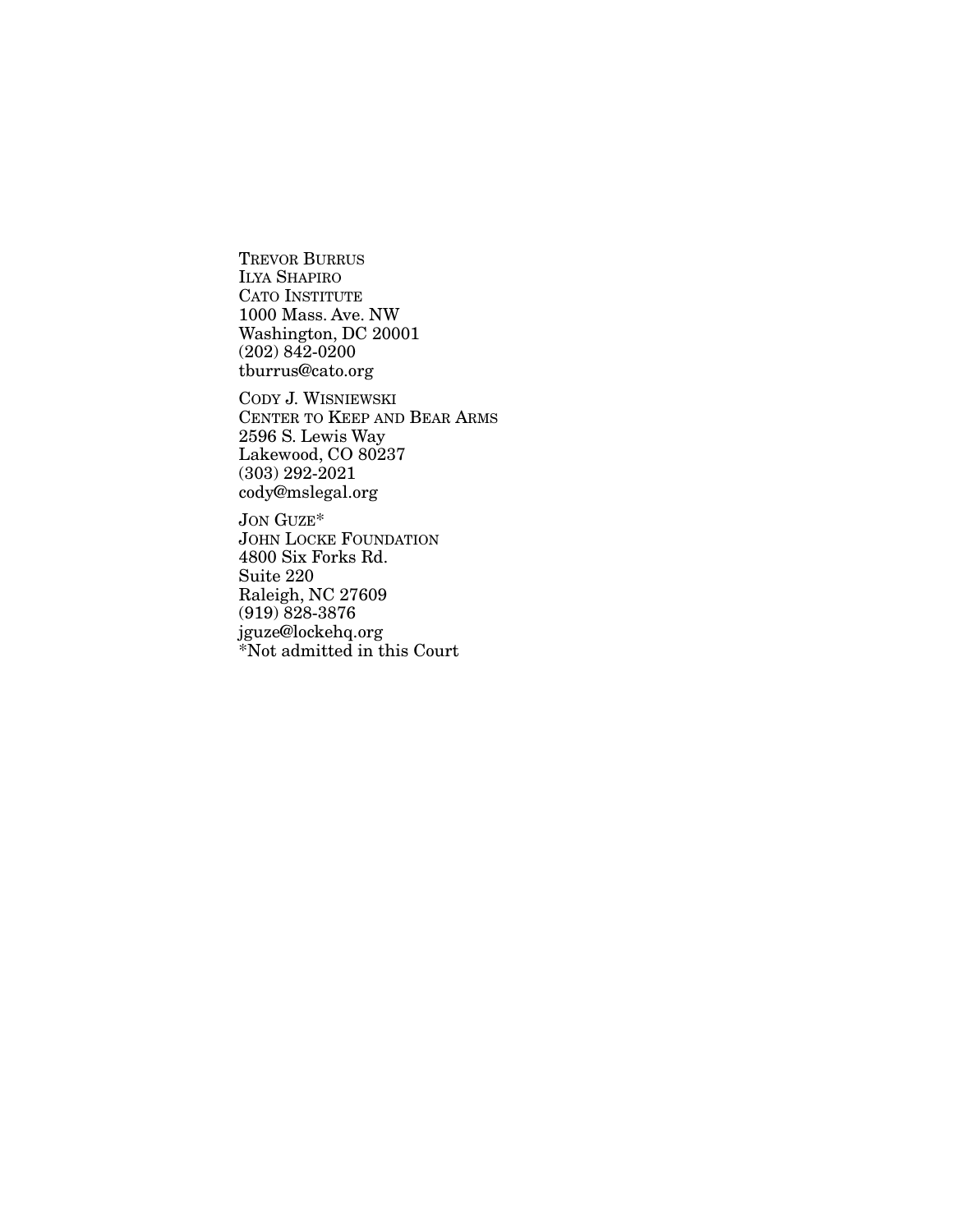TREVOR BURRUS
ILYA SHAPIRO
CATO INSTITUTE
1000 Mass. Ave. NW
Washington, DC 20001
(202) 842-0200
tburrus@cato.org

CODY J. WISNIEWSKI
CENTER TO KEEP AND BEAR ARMS
2596 S. Lewis Way
Lakewood, CO 80237
(303) 292-2021
cody@mslegal.org

JON GUZE*
JOHN LOCKE FOUNDATION
4800 Six Forks Rd.
Suite 220
Raleigh, NC 27609
(919) 828-3876
jguze@lockehq.org
*Not admitted in this Court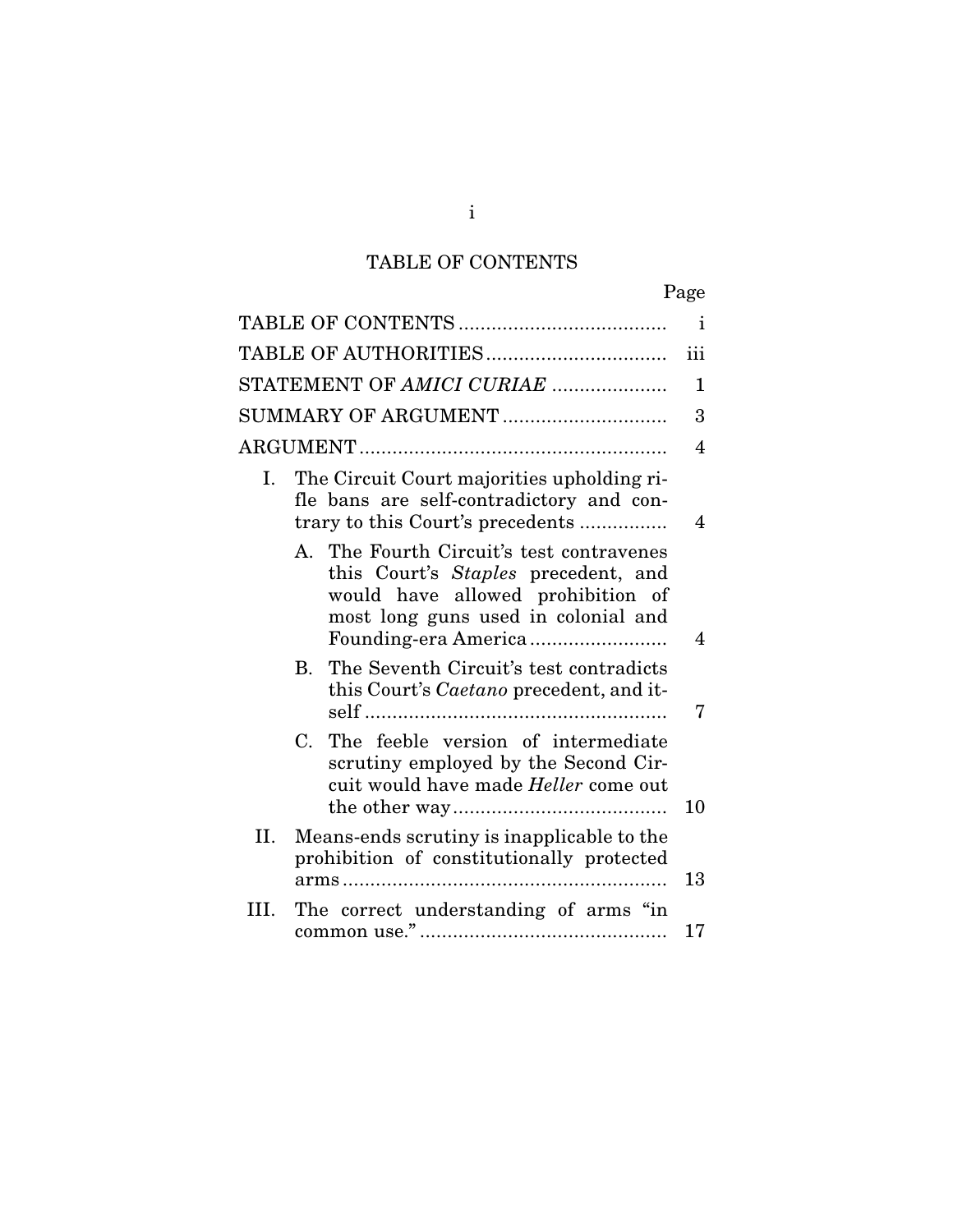# TABLE OF CONTENTS

| | Page |
|---|---|
| TABLE OF CONTENTS | i |
| TABLE OF AUTHORITIES | iii |
| STATEMENT OF *AMICI CURIAE* | 1 |
| SUMMARY OF ARGUMENT | 3 |
| ARGUMENT | 4 |
| I. The Circuit Court majorities upholding rifle bans are self-contradictory and contrary to this Court's precedents | 4 |
| A. The Fourth Circuit's test contravenes this Court's *Staples* precedent, and would have allowed prohibition of most long guns used in colonial and Founding-era America | 4 |
| B. The Seventh Circuit's test contradicts this Court's *Caetano* precedent, and itself | 7 |
| C. The feeble version of intermediate scrutiny employed by the Second Circuit would have made *Heller* come out the other way | 10 |
| II. Means-ends scrutiny is inapplicable to the prohibition of constitutionally protected arms | 13 |
| III. The correct understanding of arms "in common use." | 17 |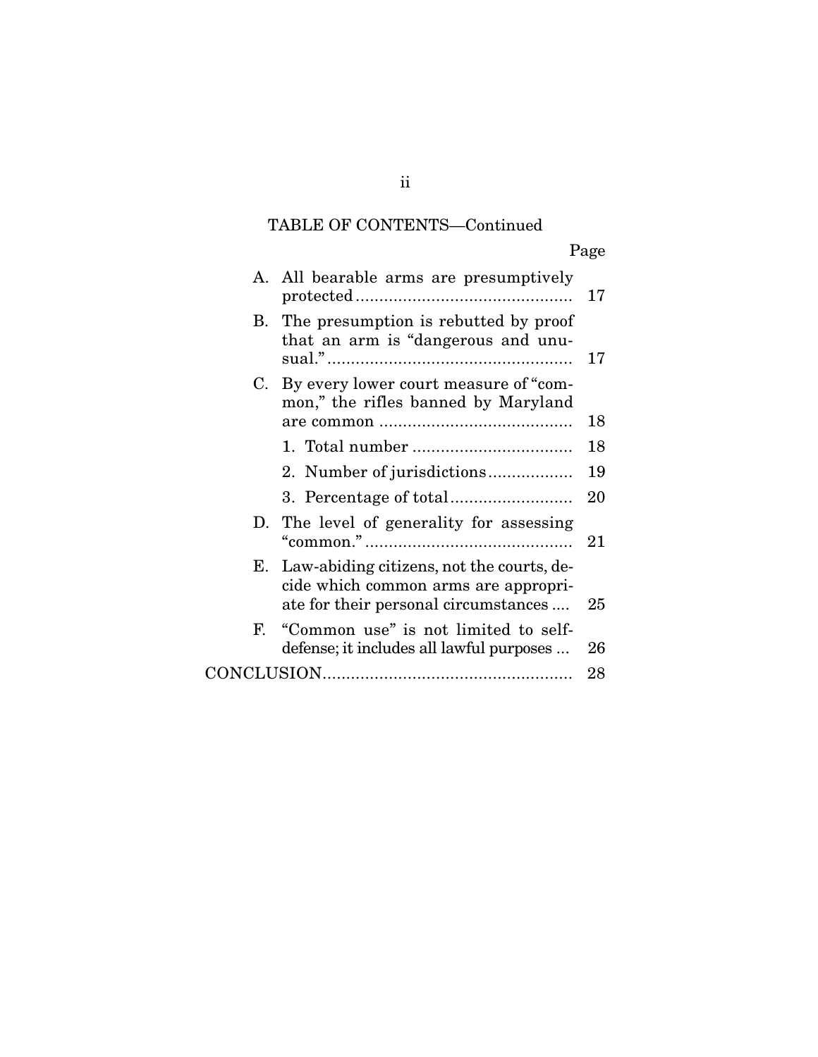TABLE OF CONTENTS—Continued

| | Page |
|---|---|
| A. All bearable arms are presumptively protected | 17 |
| B. The presumption is rebutted by proof that an arm is "dangerous and unusual." | 17 |
| C. By every lower court measure of "common," the rifles banned by Maryland are common | 18 |
| 1. Total number | 18 |
| 2. Number of jurisdictions | 19 |
| 3. Percentage of total | 20 |
| D. The level of generality for assessing "common." | 21 |
| E. Law-abiding citizens, not the courts, decide which common arms are appropriate for their personal circumstances | 25 |
| F. "Common use" is not limited to self-defense; it includes all lawful purposes | 26 |
| CONCLUSION | 28 |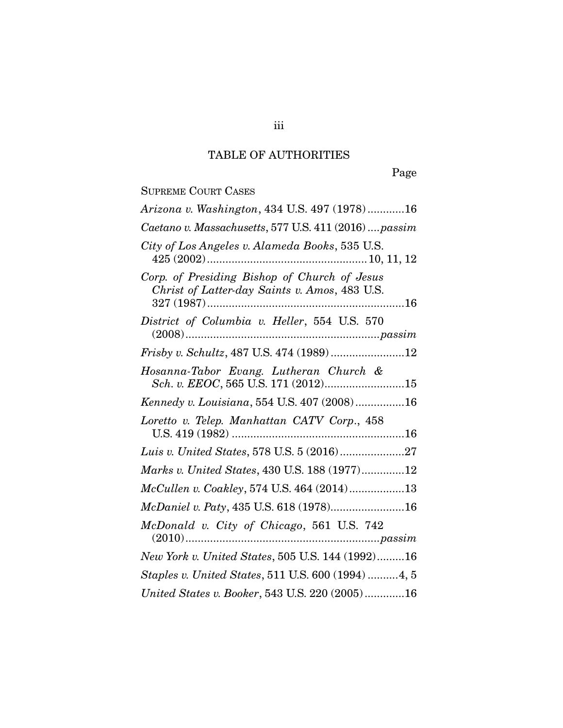# TABLE OF AUTHORITIES

Page

SUPREME COURT CASES

*Arizona v. Washington*, 434 U.S. 497 (1978) ............16

*Caetano v. Massachusetts*, 577 U.S. 411 (2016) ....*passim*

*City of Los Angeles v. Alameda Books*, 535 U.S. 425 (2002) .................................................. 10, 11, 12

*Corp. of Presiding Bishop of Church of Jesus Christ of Latter-day Saints v. Amos*, 483 U.S. 327 (1987) ................................................................16

*District of Columbia v. Heller*, 554 U.S. 570 (2008) ..............................................................*passim*

*Frisby v. Schultz*, 487 U.S. 474 (1989) .......................12

*Hosanna-Tabor Evang. Lutheran Church & Sch. v. EEOC*, 565 U.S. 171 (2012)..........................15

*Kennedy v. Louisiana*, 554 U.S. 407 (2008)................16

*Loretto v. Telep. Manhattan CATV Corp.*, 458 U.S. 419 (1982) ........................................................16

*Luis v. United States*, 578 U.S. 5 (2016).....................27

*Marks v. United States*, 430 U.S. 188 (1977)..............12

*McCullen v. Coakley*, 574 U.S. 464 (2014)..................13

*McDaniel v. Paty*, 435 U.S. 618 (1978)........................16

*McDonald v. City of Chicago*, 561 U.S. 742 (2010) ..............................................................*passim*

*New York v. United States*, 505 U.S. 144 (1992).........16

*Staples v. United States*, 511 U.S. 600 (1994) ..........4, 5

*United States v. Booker*, 543 U.S. 220 (2005).............16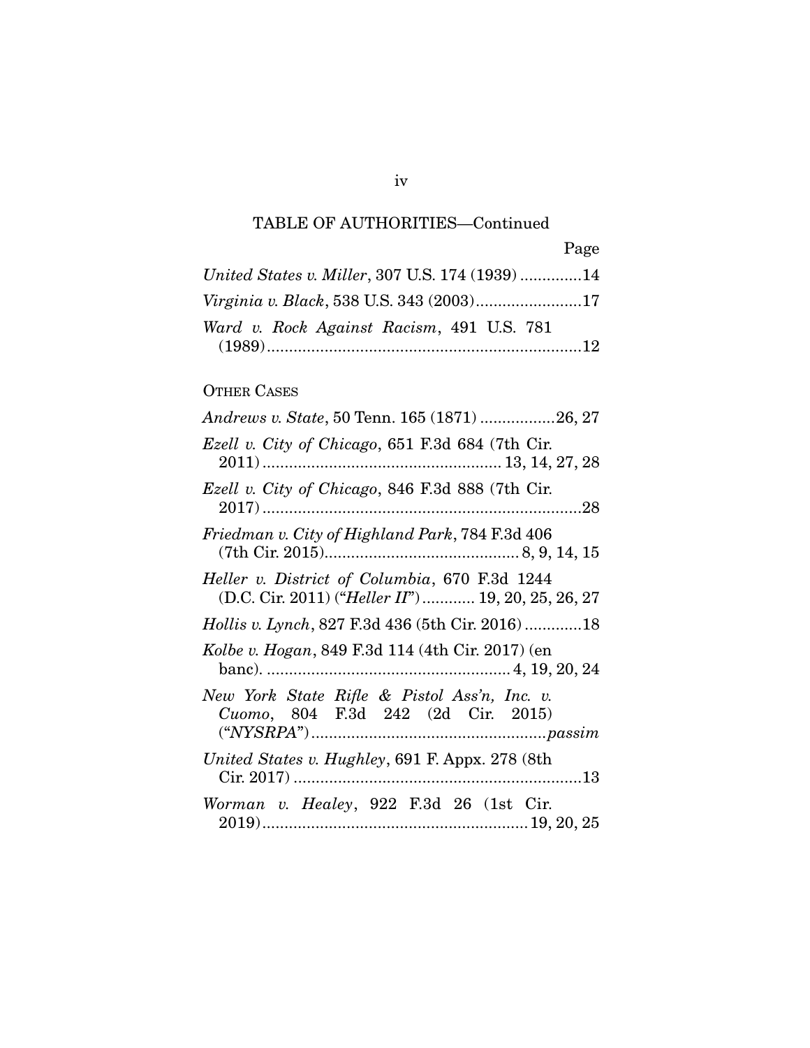TABLE OF AUTHORITIES—Continued

Page

*United States v. Miller*, 307 U.S. 174 (1939) ..............14

*Virginia v. Black*, 538 U.S. 343 (2003)........................17

*Ward v. Rock Against Racism*, 491 U.S. 781 (1989).......................................................................12

OTHER CASES

*Andrews v. State*, 50 Tenn. 165 (1871) .................26, 27

*Ezell v. City of Chicago*, 651 F.3d 684 (7th Cir. 2011) ...................................................... 13, 14, 27, 28

*Ezell v. City of Chicago*, 846 F.3d 888 (7th Cir. 2017) ........................................................................28

*Friedman v. City of Highland Park*, 784 F.3d 406 (7th Cir. 2015)............................................ 8, 9, 14, 15

*Heller v. District of Columbia*, 670 F.3d 1244 (D.C. Cir. 2011) ("*Heller II*") ............ 19, 20, 25, 26, 27

*Hollis v. Lynch*, 827 F.3d 436 (5th Cir. 2016) .............18

*Kolbe v. Hogan*, 849 F.3d 114 (4th Cir. 2017) (en banc). ....................................................... 4, 19, 20, 24

*New York State Rifle & Pistol Ass'n, Inc. v. Cuomo*, 804 F.3d 242 (2d Cir. 2015) ("*NYSRPA*") ....................................................*passim*

*United States v. Hughley*, 691 F. Appx. 278 (8th Cir. 2017) ..................................................................13

*Worman v. Healey*, 922 F.3d 26 (1st Cir. 2019)............................................................ 19, 20, 25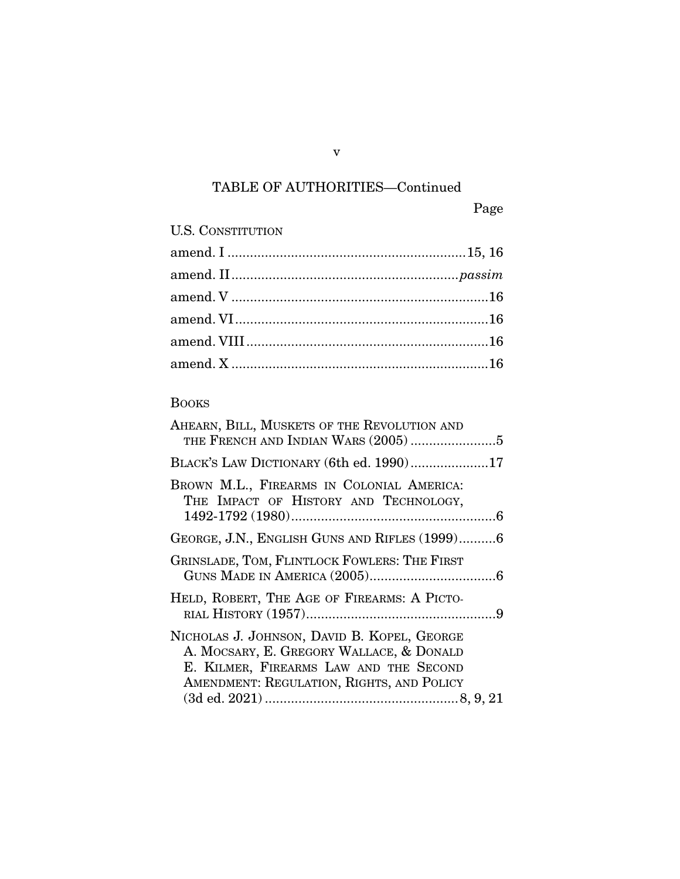TABLE OF AUTHORITIES—Continued

Page

U.S. CONSTITUTION

amend. I ............................................................... 15, 16

amend. II ........................................................... *passim*

amend. V ..................................................................... 16

amend. VI ................................................................... 16

amend. VIII ................................................................. 16

amend. X ..................................................................... 16

BOOKS

AHEARN, BILL, MUSKETS OF THE REVOLUTION AND THE FRENCH AND INDIAN WARS (2005) ....................... 5

BLACK'S LAW DICTIONARY (6th ed. 1990) ..................... 17

BROWN M.L., FIREARMS IN COLONIAL AMERICA: THE IMPACT OF HISTORY AND TECHNOLOGY, 1492-1792 (1980) ....................................................... 6

GEORGE, J.N., ENGLISH GUNS AND RIFLES (1999) .......... 6

GRINSLADE, TOM, FLINTLOCK FOWLERS: THE FIRST GUNS MADE IN AMERICA (2005) .................................. 6

HELD, ROBERT, THE AGE OF FIREARMS: A PICTORIAL HISTORY (1957) ................................................... 9

NICHOLAS J. JOHNSON, DAVID B. KOPEL, GEORGE A. MOCSARY, E. GREGORY WALLACE, & DONALD E. KILMER, FIREARMS LAW AND THE SECOND AMENDMENT: REGULATION, RIGHTS, AND POLICY (3d ed. 2021) .................................................... 8, 9, 21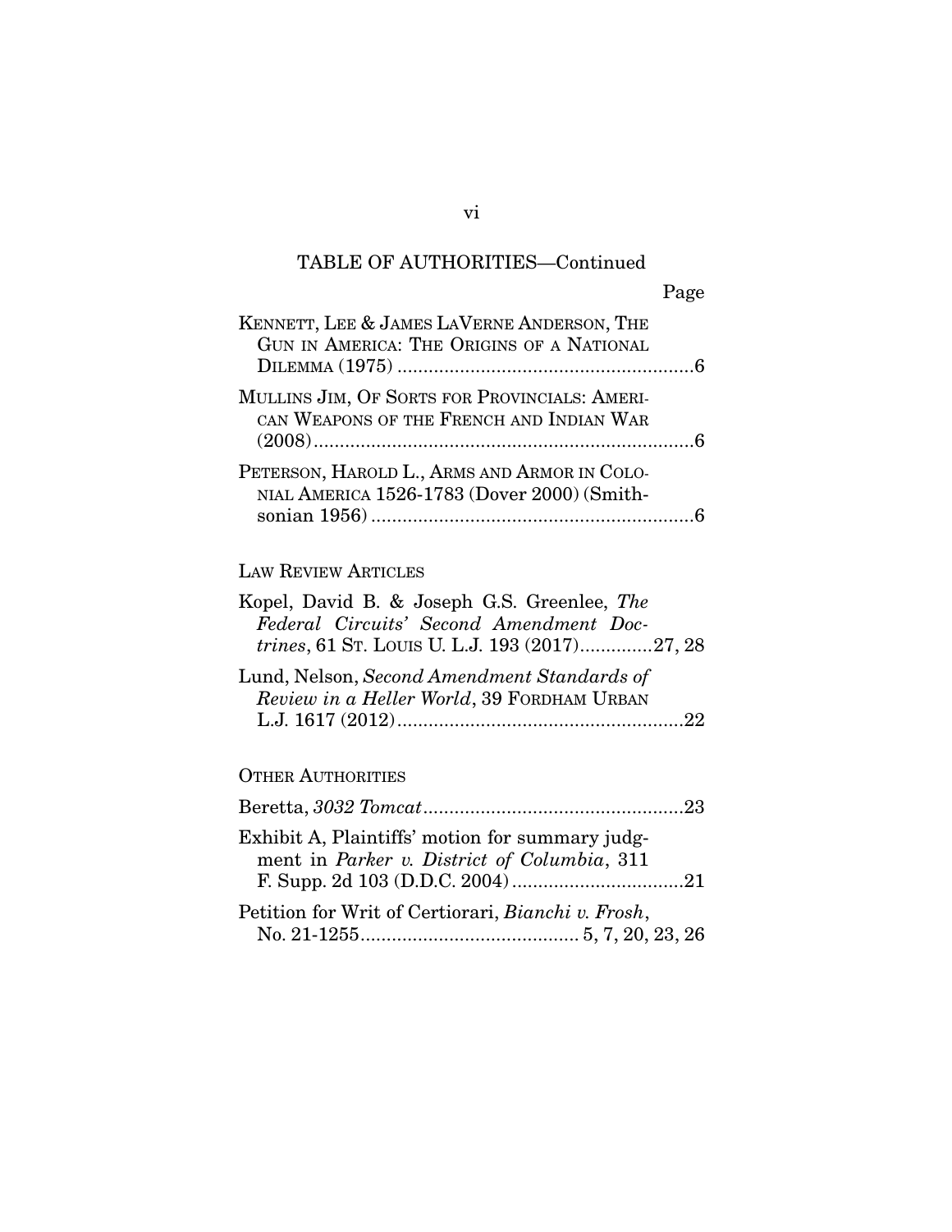TABLE OF AUTHORITIES—Continued

Page

KENNETT, LEE & JAMES LAVERNE ANDERSON, THE GUN IN AMERICA: THE ORIGINS OF A NATIONAL DILEMMA (1975) ......................................................... 6

MULLINS JIM, OF SORTS FOR PROVINCIALS: AMERICAN WEAPONS OF THE FRENCH AND INDIAN WAR (2008) ......................................................................... 6

PETERSON, HAROLD L., ARMS AND ARMOR IN COLONIAL AMERICA 1526-1783 (Dover 2000) (Smithsonian 1956) .............................................................. 6

LAW REVIEW ARTICLES

Kopel, David B. & Joseph G.S. Greenlee, *The Federal Circuits' Second Amendment Doctrines*, 61 ST. LOUIS U. L.J. 193 (2017) .............. 27, 28

Lund, Nelson, *Second Amendment Standards of Review in a Heller World*, 39 FORDHAM URBAN L.J. 1617 (2012) ....................................................... 22

OTHER AUTHORITIES

Beretta, *3032 Tomcat* .................................................. 23

Exhibit A, Plaintiffs' motion for summary judgment in *Parker v. District of Columbia*, 311 F. Supp. 2d 103 (D.D.C. 2004) ................................. 21

Petition for Writ of Certiorari, *Bianchi v. Frosh*, No. 21-1255 .......................................... 5, 7, 20, 23, 26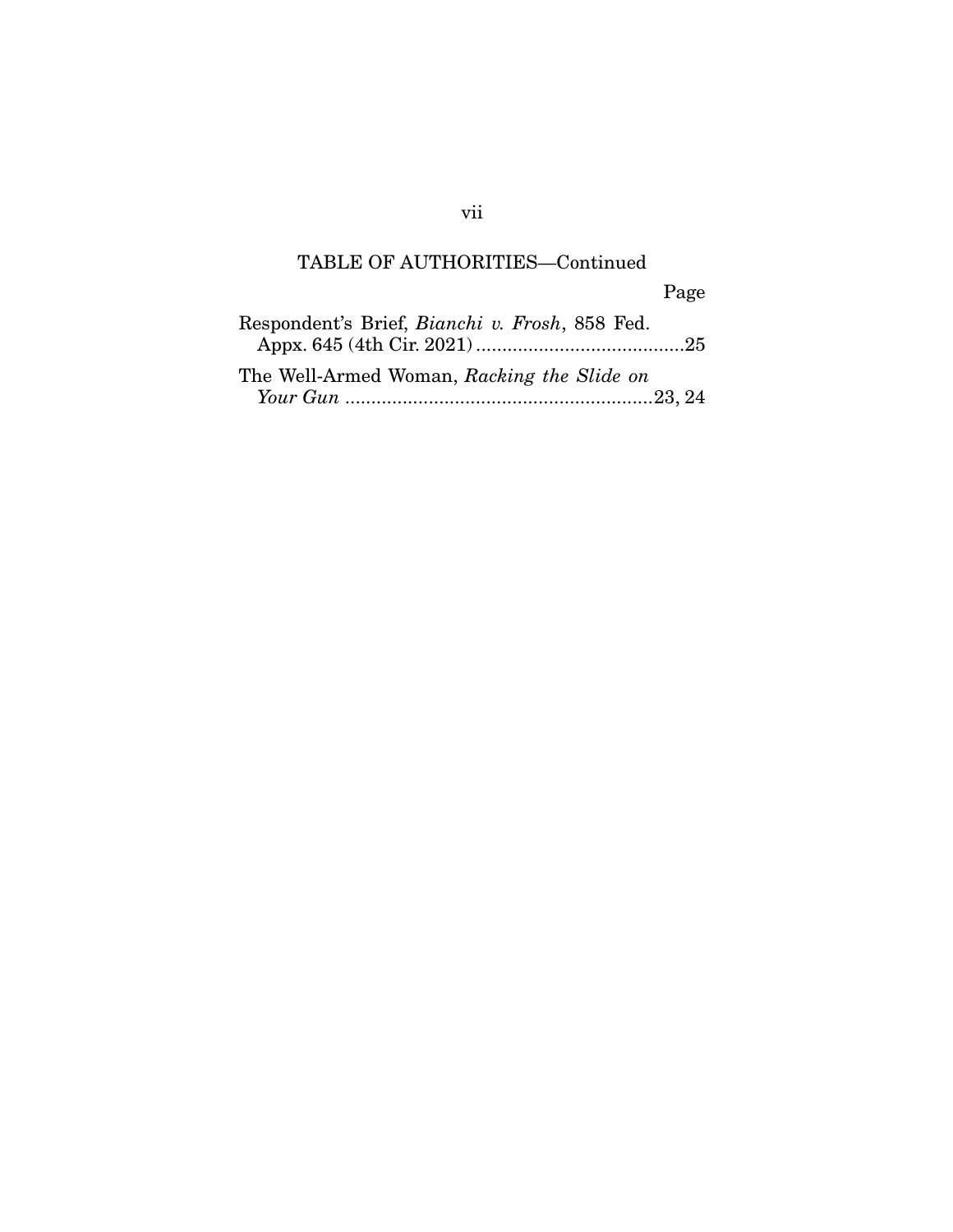TABLE OF AUTHORITIES—Continued

Page

Respondent's Brief, *Bianchi v. Frosh*, 858 Fed. Appx. 645 (4th Cir. 2021) ........................................25

The Well-Armed Woman, *Racking the Slide on Your Gun* ...........................................................23, 24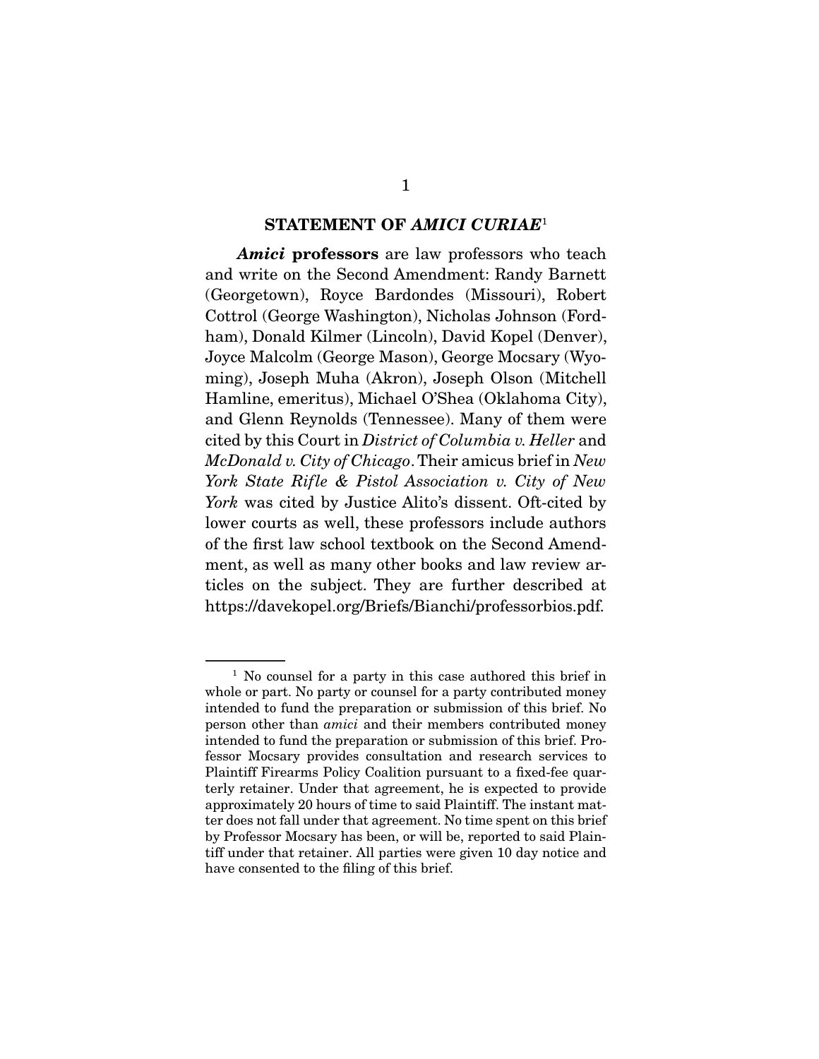## STATEMENT OF *AMICI CURIAE*[1]

***Amici* professors** are law professors who teach and write on the Second Amendment: Randy Barnett (Georgetown), Royce Bardondes (Missouri), Robert Cottrol (George Washington), Nicholas Johnson (Fordham), Donald Kilmer (Lincoln), David Kopel (Denver), Joyce Malcolm (George Mason), George Mocsary (Wyoming), Joseph Muha (Akron), Joseph Olson (Mitchell Hamline, emeritus), Michael O'Shea (Oklahoma City), and Glenn Reynolds (Tennessee). Many of them were cited by this Court in *District of Columbia v. Heller* and *McDonald v. City of Chicago*. Their amicus brief in *New York State Rifle & Pistol Association v. City of New York* was cited by Justice Alito's dissent. Oft-cited by lower courts as well, these professors include authors of the first law school textbook on the Second Amendment, as well as many other books and law review articles on the subject. They are further described at https://davekopel.org/Briefs/Bianchi/professorbios.pdf.

---

[1] No counsel for a party in this case authored this brief in whole or part. No party or counsel for a party contributed money intended to fund the preparation or submission of this brief. No person other than *amici* and their members contributed money intended to fund the preparation or submission of this brief. Professor Mocsary provides consultation and research services to Plaintiff Firearms Policy Coalition pursuant to a fixed-fee quarterly retainer. Under that agreement, he is expected to provide approximately 20 hours of time to said Plaintiff. The instant matter does not fall under that agreement. No time spent on this brief by Professor Mocsary has been, or will be, reported to said Plaintiff under that retainer. All parties were given 10 day notice and have consented to the filing of this brief.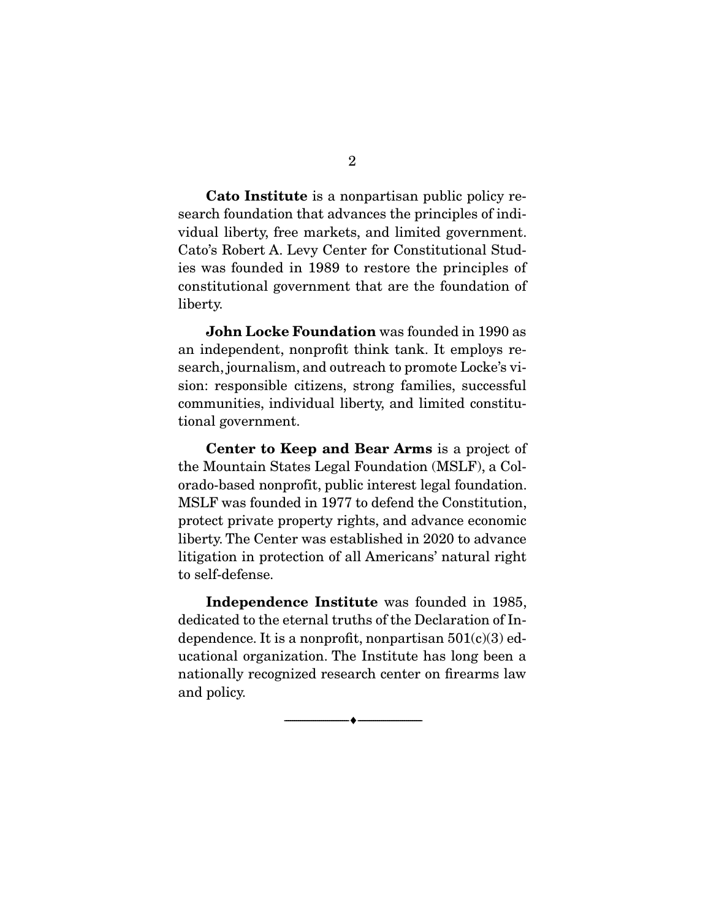**Cato Institute** is a nonpartisan public policy research foundation that advances the principles of individual liberty, free markets, and limited government. Cato's Robert A. Levy Center for Constitutional Studies was founded in 1989 to restore the principles of constitutional government that are the foundation of liberty.

**John Locke Foundation** was founded in 1990 as an independent, nonprofit think tank. It employs research, journalism, and outreach to promote Locke's vision: responsible citizens, strong families, successful communities, individual liberty, and limited constitutional government.

**Center to Keep and Bear Arms** is a project of the Mountain States Legal Foundation (MSLF), a Colorado-based nonprofit, public interest legal foundation. MSLF was founded in 1977 to defend the Constitution, protect private property rights, and advance economic liberty. The Center was established in 2020 to advance litigation in protection of all Americans' natural right to self-defense.

**Independence Institute** was founded in 1985, dedicated to the eternal truths of the Declaration of Independence. It is a nonprofit, nonpartisan 501(c)(3) educational organization. The Institute has long been a nationally recognized research center on firearms law and policy.

---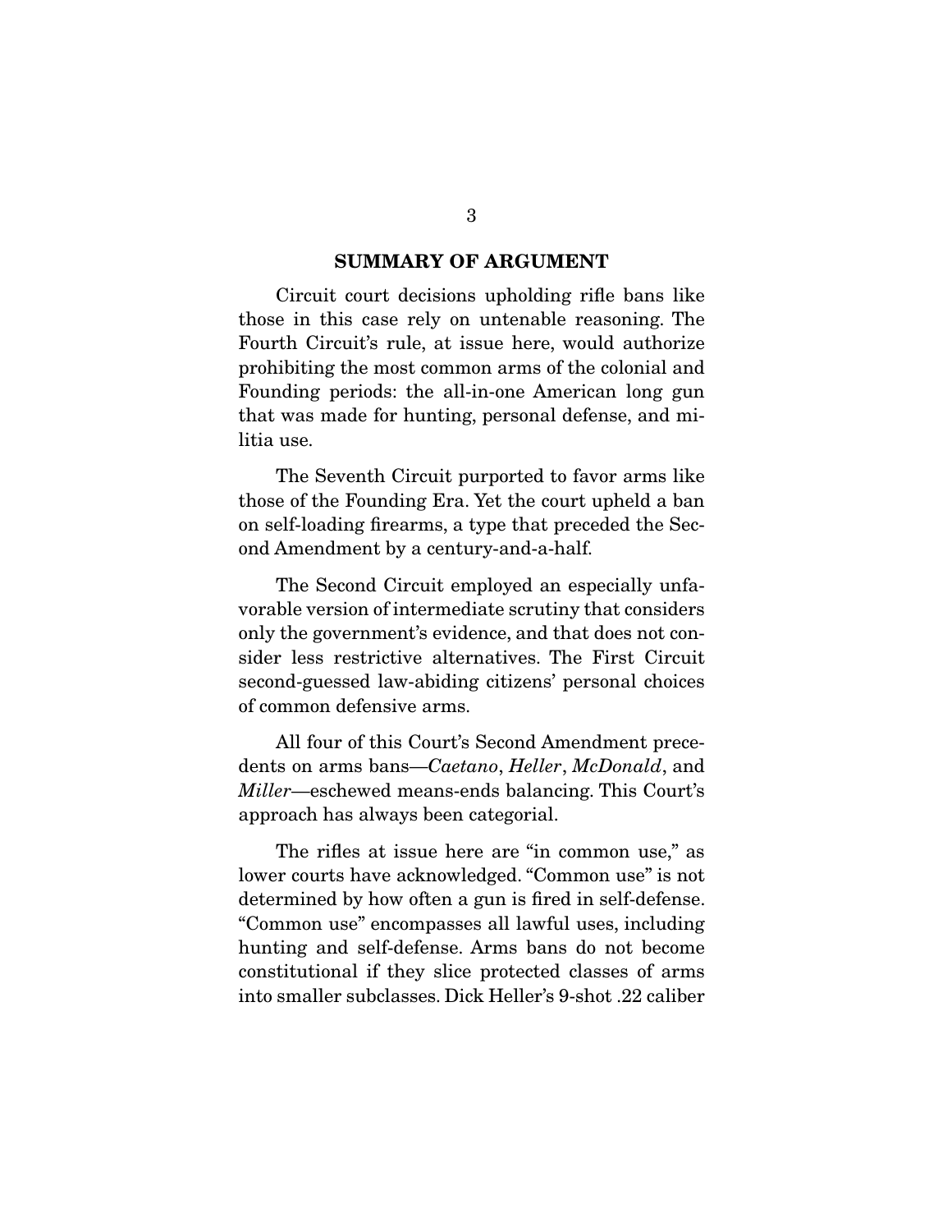## SUMMARY OF ARGUMENT

Circuit court decisions upholding rifle bans like those in this case rely on untenable reasoning. The Fourth Circuit's rule, at issue here, would authorize prohibiting the most common arms of the colonial and Founding periods: the all-in-one American long gun that was made for hunting, personal defense, and militia use.

The Seventh Circuit purported to favor arms like those of the Founding Era. Yet the court upheld a ban on self-loading firearms, a type that preceded the Second Amendment by a century-and-a-half.

The Second Circuit employed an especially unfavorable version of intermediate scrutiny that considers only the government's evidence, and that does not consider less restrictive alternatives. The First Circuit second-guessed law-abiding citizens' personal choices of common defensive arms.

All four of this Court's Second Amendment precedents on arms bans—*Caetano*, *Heller*, *McDonald*, and *Miller*—eschewed means-ends balancing. This Court's approach has always been categorial.

The rifles at issue here are "in common use," as lower courts have acknowledged. "Common use" is not determined by how often a gun is fired in self-defense. "Common use" encompasses all lawful uses, including hunting and self-defense. Arms bans do not become constitutional if they slice protected classes of arms into smaller subclasses. Dick Heller's 9-shot .22 caliber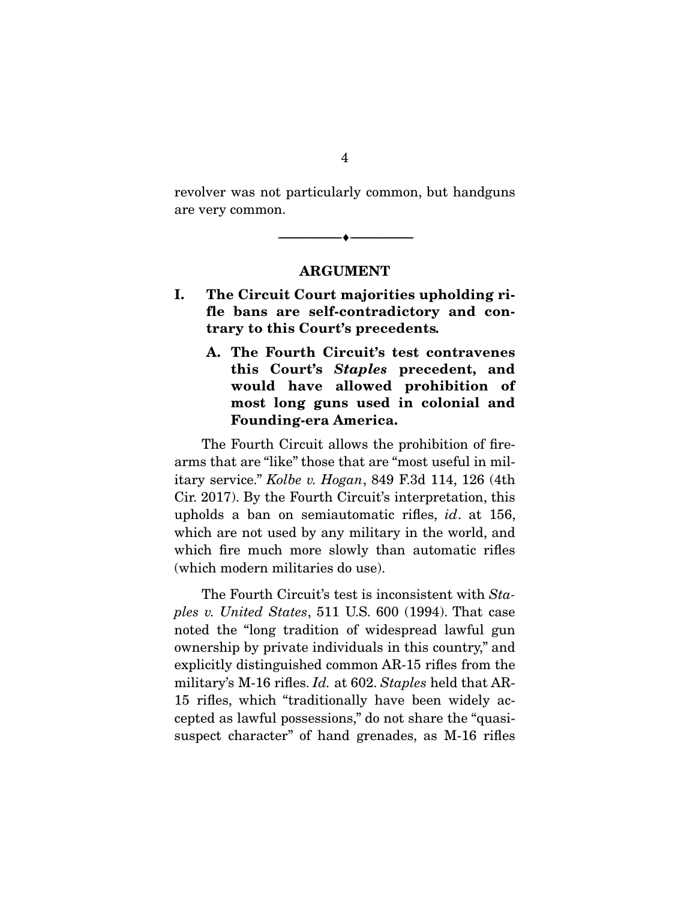revolver was not particularly common, but handguns are very common.

---

## ARGUMENT

### I. The Circuit Court majorities upholding rifle bans are self-contradictory and contrary to this Court's precedents.

#### A. The Fourth Circuit's test contravenes this Court's *Staples* precedent, and would have allowed prohibition of most long guns used in colonial and Founding-era America.

The Fourth Circuit allows the prohibition of firearms that are "like" those that are "most useful in military service." *Kolbe v. Hogan*, 849 F.3d 114, 126 (4th Cir. 2017). By the Fourth Circuit's interpretation, this upholds a ban on semiautomatic rifles, *id*. at 156, which are not used by any military in the world, and which fire much more slowly than automatic rifles (which modern militaries do use).

The Fourth Circuit's test is inconsistent with *Staples v. United States*, 511 U.S. 600 (1994). That case noted the "long tradition of widespread lawful gun ownership by private individuals in this country," and explicitly distinguished common AR-15 rifles from the military's M-16 rifles. *Id.* at 602. *Staples* held that AR-15 rifles, which "traditionally have been widely accepted as lawful possessions," do not share the "quasi-suspect character" of hand grenades, as M-16 rifles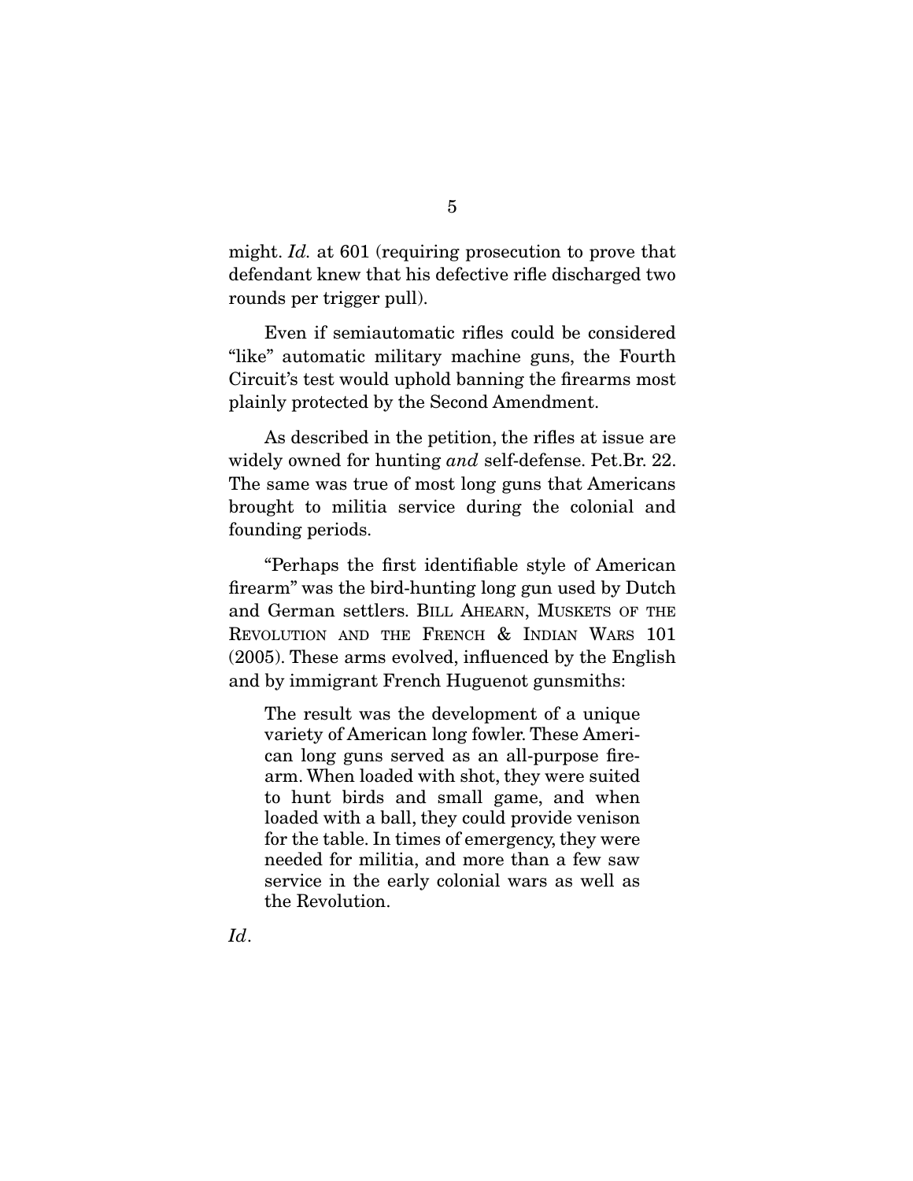might. *Id.* at 601 (requiring prosecution to prove that defendant knew that his defective rifle discharged two rounds per trigger pull).

Even if semiautomatic rifles could be considered "like" automatic military machine guns, the Fourth Circuit's test would uphold banning the firearms most plainly protected by the Second Amendment.

As described in the petition, the rifles at issue are widely owned for hunting *and* self-defense. Pet.Br. 22. The same was true of most long guns that Americans brought to militia service during the colonial and founding periods.

"Perhaps the first identifiable style of American firearm" was the bird-hunting long gun used by Dutch and German settlers. BILL AHEARN, MUSKETS OF THE REVOLUTION AND THE FRENCH & INDIAN WARS 101 (2005). These arms evolved, influenced by the English and by immigrant French Huguenot gunsmiths:

> The result was the development of a unique variety of American long fowler. These American long guns served as an all-purpose firearm. When loaded with shot, they were suited to hunt birds and small game, and when loaded with a ball, they could provide venison for the table. In times of emergency, they were needed for militia, and more than a few saw service in the early colonial wars as well as the Revolution.

*Id*.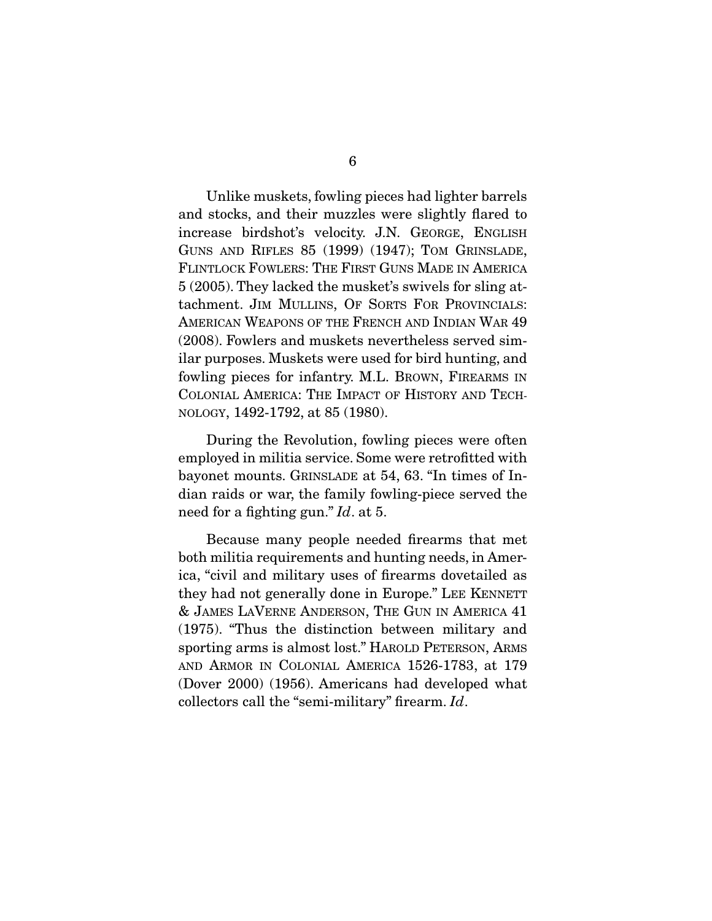Unlike muskets, fowling pieces had lighter barrels and stocks, and their muzzles were slightly flared to increase birdshot's velocity. J.N. GEORGE, ENGLISH GUNS AND RIFLES 85 (1999) (1947); TOM GRINSLADE, FLINTLOCK FOWLERS: THE FIRST GUNS MADE IN AMERICA 5 (2005). They lacked the musket's swivels for sling attachment. JIM MULLINS, OF SORTS FOR PROVINCIALS: AMERICAN WEAPONS OF THE FRENCH AND INDIAN WAR 49 (2008). Fowlers and muskets nevertheless served similar purposes. Muskets were used for bird hunting, and fowling pieces for infantry. M.L. BROWN, FIREARMS IN COLONIAL AMERICA: THE IMPACT OF HISTORY AND TECHNOLOGY, 1492-1792, at 85 (1980).

During the Revolution, fowling pieces were often employed in militia service. Some were retrofitted with bayonet mounts. GRINSLADE at 54, 63. "In times of Indian raids or war, the family fowling-piece served the need for a fighting gun." *Id*. at 5.

Because many people needed firearms that met both militia requirements and hunting needs, in America, "civil and military uses of firearms dovetailed as they had not generally done in Europe." LEE KENNETT & JAMES LAVERNE ANDERSON, THE GUN IN AMERICA 41 (1975). "Thus the distinction between military and sporting arms is almost lost." HAROLD PETERSON, ARMS AND ARMOR IN COLONIAL AMERICA 1526-1783, at 179 (Dover 2000) (1956). Americans had developed what collectors call the "semi-military" firearm. *Id*.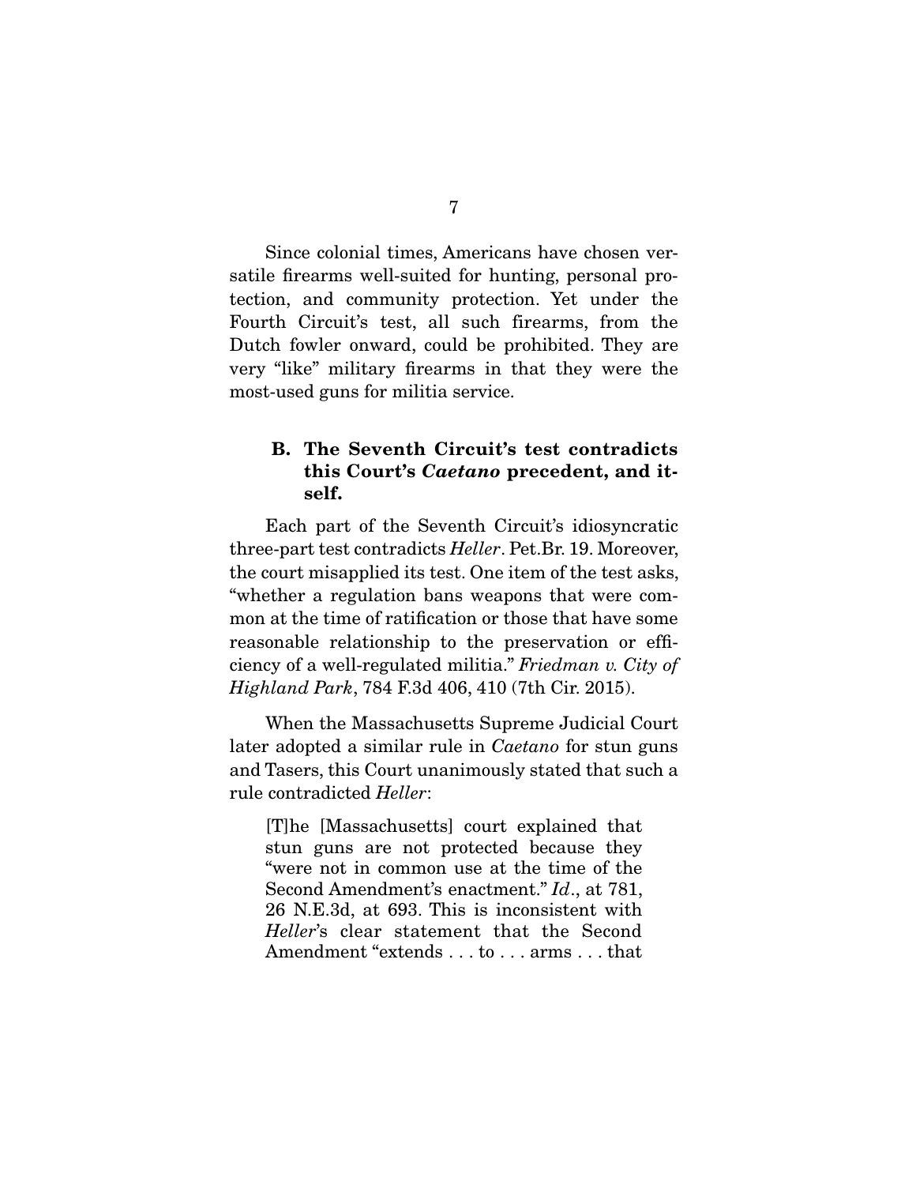Since colonial times, Americans have chosen versatile firearms well-suited for hunting, personal protection, and community protection. Yet under the Fourth Circuit's test, all such firearms, from the Dutch fowler onward, could be prohibited. They are very "like" military firearms in that they were the most-used guns for militia service.

### B. The Seventh Circuit's test contradicts this Court's *Caetano* precedent, and itself.

Each part of the Seventh Circuit's idiosyncratic three-part test contradicts *Heller*. Pet.Br. 19. Moreover, the court misapplied its test. One item of the test asks, "whether a regulation bans weapons that were common at the time of ratification or those that have some reasonable relationship to the preservation or efficiency of a well-regulated militia." *Friedman v. City of Highland Park*, 784 F.3d 406, 410 (7th Cir. 2015).

When the Massachusetts Supreme Judicial Court later adopted a similar rule in *Caetano* for stun guns and Tasers, this Court unanimously stated that such a rule contradicted *Heller*:

> [T]he [Massachusetts] court explained that stun guns are not protected because they "were not in common use at the time of the Second Amendment's enactment." *Id*., at 781, 26 N.E.3d, at 693. This is inconsistent with *Heller*'s clear statement that the Second Amendment "extends . . . to . . . arms . . . that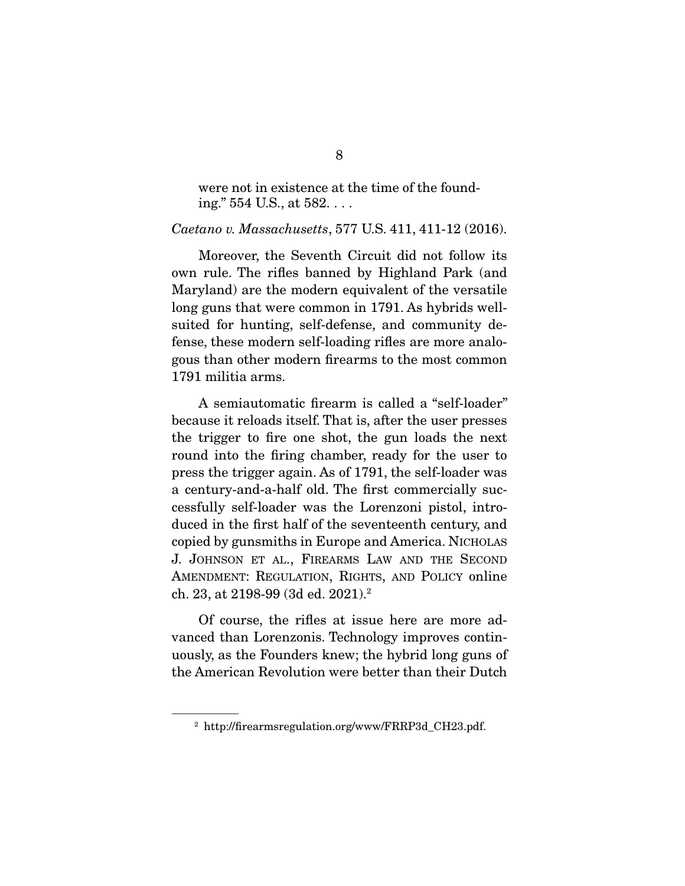were not in existence at the time of the founding." 554 U.S., at 582. . . .

*Caetano v. Massachusetts*, 577 U.S. 411, 411-12 (2016).

Moreover, the Seventh Circuit did not follow its own rule. The rifles banned by Highland Park (and Maryland) are the modern equivalent of the versatile long guns that were common in 1791. As hybrids well-suited for hunting, self-defense, and community defense, these modern self-loading rifles are more analogous than other modern firearms to the most common 1791 militia arms.

A semiautomatic firearm is called a "self-loader" because it reloads itself. That is, after the user presses the trigger to fire one shot, the gun loads the next round into the firing chamber, ready for the user to press the trigger again. As of 1791, the self-loader was a century-and-a-half old. The first commercially successfully self-loader was the Lorenzoni pistol, introduced in the first half of the seventeenth century, and copied by gunsmiths in Europe and America. NICHOLAS J. JOHNSON ET AL., FIREARMS LAW AND THE SECOND AMENDMENT: REGULATION, RIGHTS, AND POLICY online ch. 23, at 2198-99 (3d ed. 2021).[2]

Of course, the rifles at issue here are more advanced than Lorenzonis. Technology improves continuously, as the Founders knew; the hybrid long guns of the American Revolution were better than their Dutch

[2] http://firearmsregulation.org/www/FRRP3d_CH23.pdf.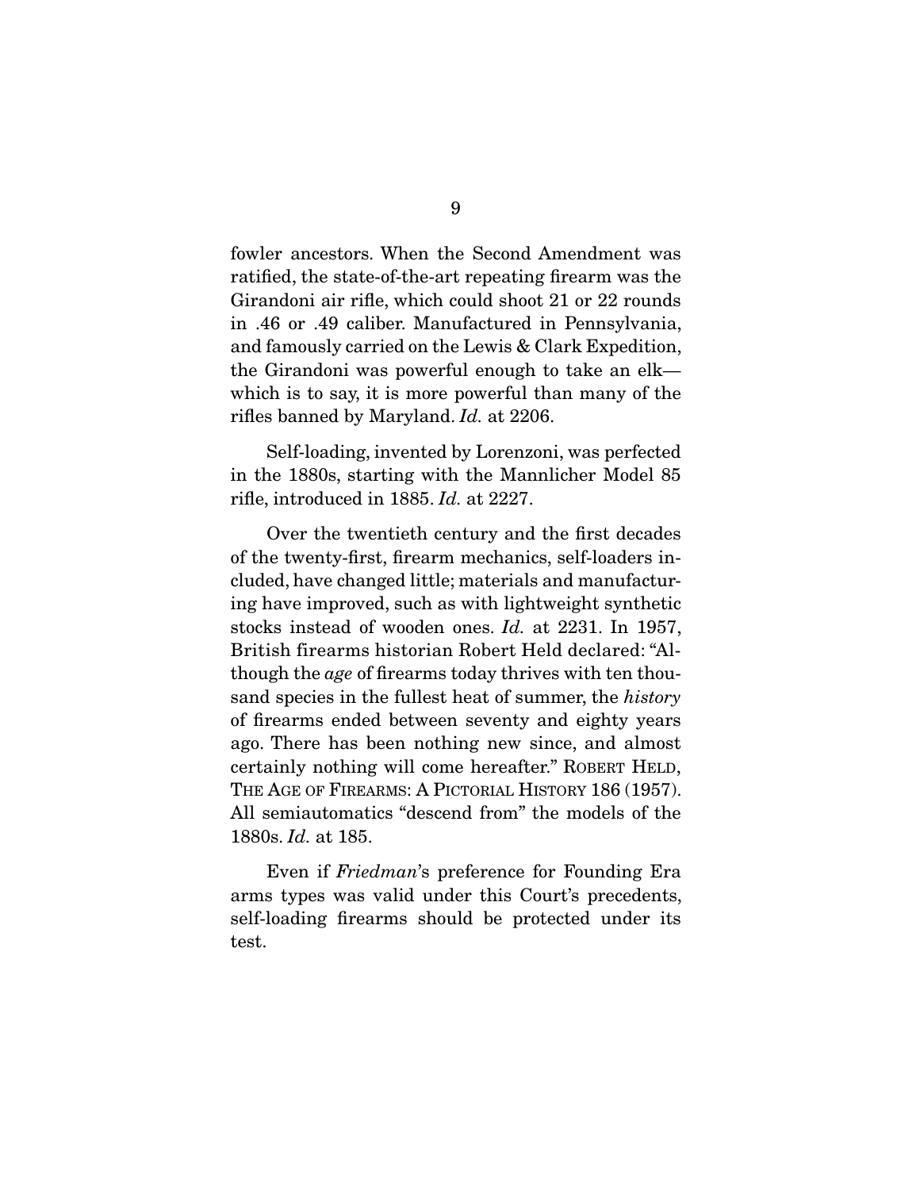fowler ancestors. When the Second Amendment was ratified, the state-of-the-art repeating firearm was the Girandoni air rifle, which could shoot 21 or 22 rounds in .46 or .49 caliber. Manufactured in Pennsylvania, and famously carried on the Lewis & Clark Expedition, the Girandoni was powerful enough to take an elk—which is to say, it is more powerful than many of the rifles banned by Maryland. *Id.* at 2206.

Self-loading, invented by Lorenzoni, was perfected in the 1880s, starting with the Mannlicher Model 85 rifle, introduced in 1885. *Id.* at 2227.

Over the twentieth century and the first decades of the twenty-first, firearm mechanics, self-loaders included, have changed little; materials and manufacturing have improved, such as with lightweight synthetic stocks instead of wooden ones. *Id.* at 2231. In 1957, British firearms historian Robert Held declared: "Although the *age* of firearms today thrives with ten thousand species in the fullest heat of summer, the *history* of firearms ended between seventy and eighty years ago. There has been nothing new since, and almost certainly nothing will come hereafter." ROBERT HELD, THE AGE OF FIREARMS: A PICTORIAL HISTORY 186 (1957). All semiautomatics "descend from" the models of the 1880s. *Id.* at 185.

Even if *Friedman*'s preference for Founding Era arms types was valid under this Court's precedents, self-loading firearms should be protected under its test.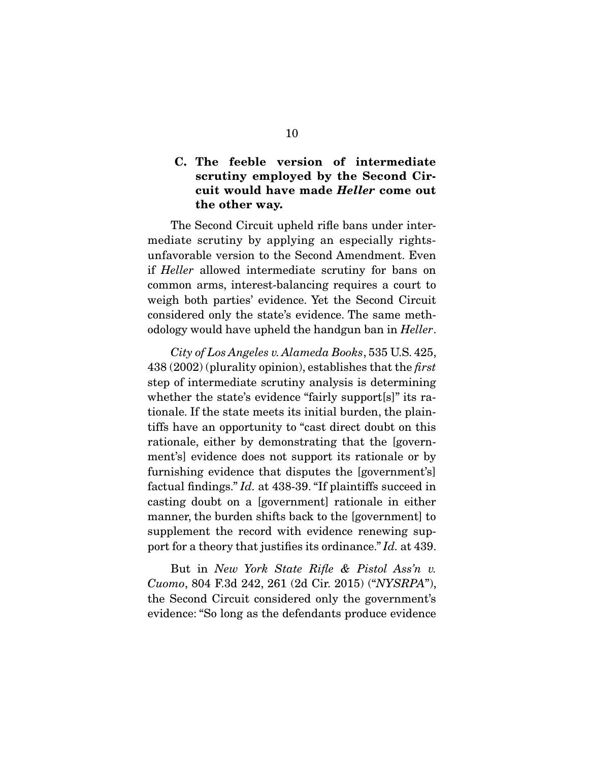### C. The feeble version of intermediate scrutiny employed by the Second Circuit would have made *Heller* come out the other way.

The Second Circuit upheld rifle bans under intermediate scrutiny by applying an especially rights-unfavorable version to the Second Amendment. Even if *Heller* allowed intermediate scrutiny for bans on common arms, interest-balancing requires a court to weigh both parties' evidence. Yet the Second Circuit considered only the state's evidence. The same methodology would have upheld the handgun ban in *Heller*.

*City of Los Angeles v. Alameda Books*, 535 U.S. 425, 438 (2002) (plurality opinion), establishes that the *first* step of intermediate scrutiny analysis is determining whether the state's evidence "fairly support[s]" its rationale. If the state meets its initial burden, the plaintiffs have an opportunity to "cast direct doubt on this rationale, either by demonstrating that the [government's] evidence does not support its rationale or by furnishing evidence that disputes the [government's] factual findings." *Id.* at 438-39. "If plaintiffs succeed in casting doubt on a [government] rationale in either manner, the burden shifts back to the [government] to supplement the record with evidence renewing support for a theory that justifies its ordinance." *Id.* at 439.

But in *New York State Rifle & Pistol Ass'n v. Cuomo*, 804 F.3d 242, 261 (2d Cir. 2015) ("*NYSRPA*"), the Second Circuit considered only the government's evidence: "So long as the defendants produce evidence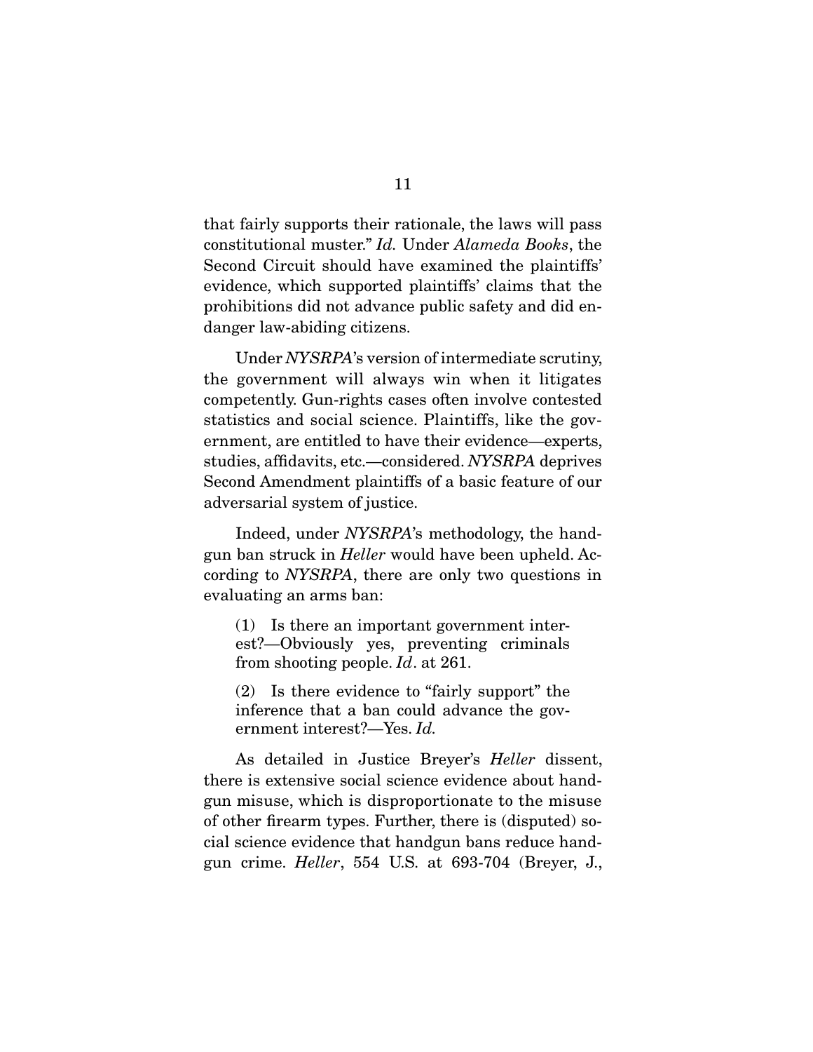that fairly supports their rationale, the laws will pass constitutional muster." *Id.* Under *Alameda Books*, the Second Circuit should have examined the plaintiffs' evidence, which supported plaintiffs' claims that the prohibitions did not advance public safety and did endanger law-abiding citizens.

Under *NYSRPA*'s version of intermediate scrutiny, the government will always win when it litigates competently. Gun-rights cases often involve contested statistics and social science. Plaintiffs, like the government, are entitled to have their evidence—experts, studies, affidavits, etc.—considered. *NYSRPA* deprives Second Amendment plaintiffs of a basic feature of our adversarial system of justice.

Indeed, under *NYSRPA*'s methodology, the handgun ban struck in *Heller* would have been upheld. According to *NYSRPA*, there are only two questions in evaluating an arms ban:

> (1) Is there an important government interest?—Obviously yes, preventing criminals from shooting people. *Id*. at 261.
>
> (2) Is there evidence to "fairly support" the inference that a ban could advance the government interest?—Yes. *Id.*

As detailed in Justice Breyer's *Heller* dissent, there is extensive social science evidence about handgun misuse, which is disproportionate to the misuse of other firearm types. Further, there is (disputed) social science evidence that handgun bans reduce handgun crime. *Heller*, 554 U.S. at 693-704 (Breyer, J.,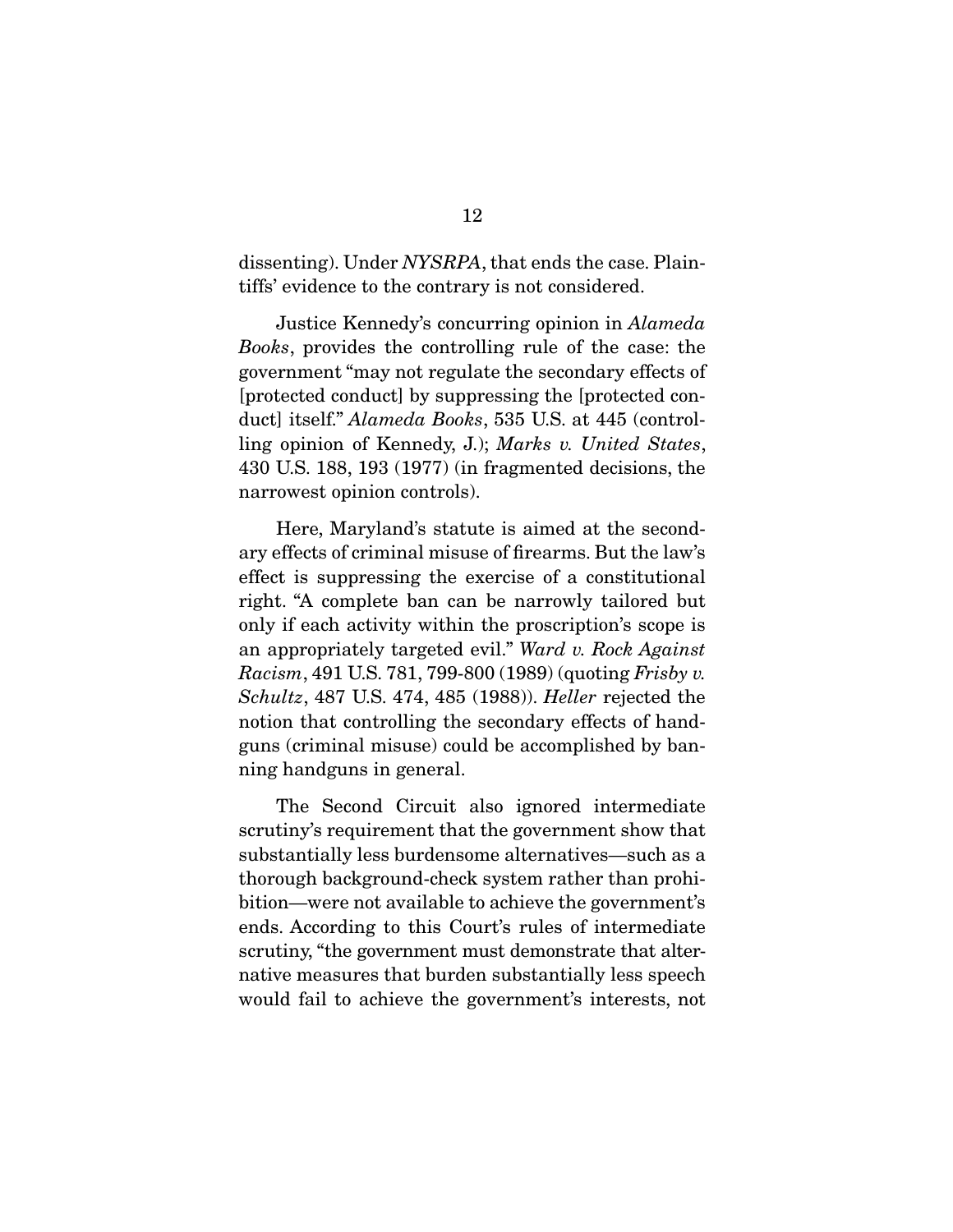dissenting). Under *NYSRPA*, that ends the case. Plaintiffs' evidence to the contrary is not considered.

Justice Kennedy's concurring opinion in *Alameda Books*, provides the controlling rule of the case: the government "may not regulate the secondary effects of [protected conduct] by suppressing the [protected conduct] itself." *Alameda Books*, 535 U.S. at 445 (controlling opinion of Kennedy, J.); *Marks v. United States*, 430 U.S. 188, 193 (1977) (in fragmented decisions, the narrowest opinion controls).

Here, Maryland's statute is aimed at the secondary effects of criminal misuse of firearms. But the law's effect is suppressing the exercise of a constitutional right. "A complete ban can be narrowly tailored but only if each activity within the proscription's scope is an appropriately targeted evil." *Ward v. Rock Against Racism*, 491 U.S. 781, 799-800 (1989) (quoting *Frisby v. Schultz*, 487 U.S. 474, 485 (1988)). *Heller* rejected the notion that controlling the secondary effects of handguns (criminal misuse) could be accomplished by banning handguns in general.

The Second Circuit also ignored intermediate scrutiny's requirement that the government show that substantially less burdensome alternatives—such as a thorough background-check system rather than prohibition—were not available to achieve the government's ends. According to this Court's rules of intermediate scrutiny, "the government must demonstrate that alternative measures that burden substantially less speech would fail to achieve the government's interests, not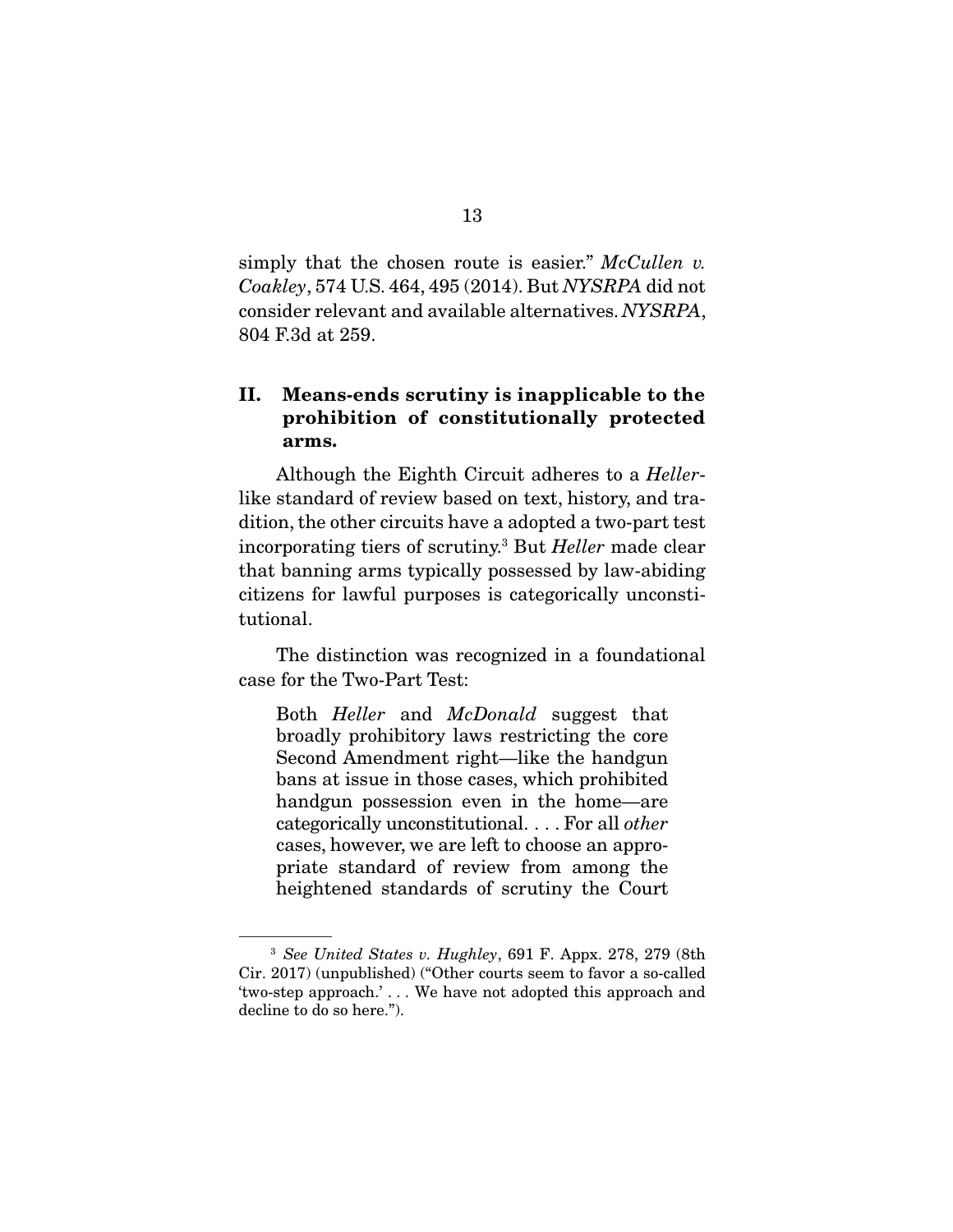simply that the chosen route is easier." *McCullen v. Coakley*, 574 U.S. 464, 495 (2014). But *NYSRPA* did not consider relevant and available alternatives. *NYSRPA*, 804 F.3d at 259.

## II. Means-ends scrutiny is inapplicable to the prohibition of constitutionally protected arms.

Although the Eighth Circuit adheres to a *Heller*-like standard of review based on text, history, and tradition, the other circuits have a adopted a two-part test incorporating tiers of scrutiny.[3] But *Heller* made clear that banning arms typically possessed by law-abiding citizens for lawful purposes is categorically unconstitutional.

The distinction was recognized in a foundational case for the Two-Part Test:

> Both *Heller* and *McDonald* suggest that broadly prohibitory laws restricting the core Second Amendment right—like the handgun bans at issue in those cases, which prohibited handgun possession even in the home—are categorically unconstitutional. . . . For all *other* cases, however, we are left to choose an appropriate standard of review from among the heightened standards of scrutiny the Court

[3] *See United States v. Hughley*, 691 F. Appx. 278, 279 (8th Cir. 2017) (unpublished) ("Other courts seem to favor a so-called 'two-step approach.' . . . We have not adopted this approach and decline to do so here.").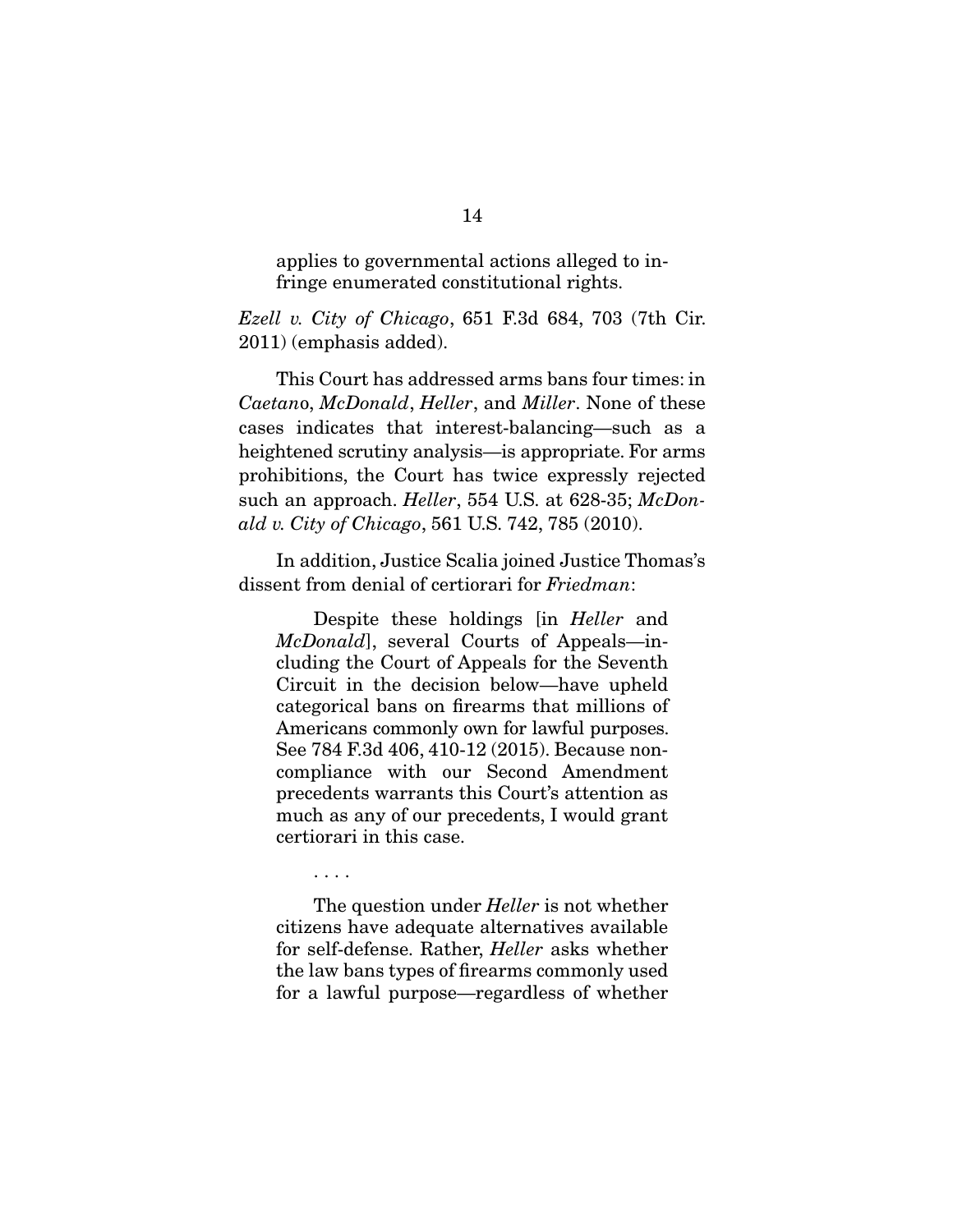> applies to governmental actions alleged to infringe enumerated constitutional rights.

*Ezell v. City of Chicago*, 651 F.3d 684, 703 (7th Cir. 2011) (emphasis added).

This Court has addressed arms bans four times: in *Caetan*o, *McDonald*, *Heller*, and *Miller*. None of these cases indicates that interest-balancing—such as a heightened scrutiny analysis—is appropriate. For arms prohibitions, the Court has twice expressly rejected such an approach. *Heller*, 554 U.S. at 628-35; *McDonald v. City of Chicago*, 561 U.S. 742, 785 (2010).

In addition, Justice Scalia joined Justice Thomas's dissent from denial of certiorari for *Friedman*:

> Despite these holdings [in *Heller* and *McDonald*], several Courts of Appeals—including the Court of Appeals for the Seventh Circuit in the decision below—have upheld categorical bans on firearms that millions of Americans commonly own for lawful purposes. See 784 F.3d 406, 410-12 (2015). Because noncompliance with our Second Amendment precedents warrants this Court's attention as much as any of our precedents, I would grant certiorari in this case.
>
> . . . .
>
> The question under *Heller* is not whether citizens have adequate alternatives available for self-defense. Rather, *Heller* asks whether the law bans types of firearms commonly used for a lawful purpose—regardless of whether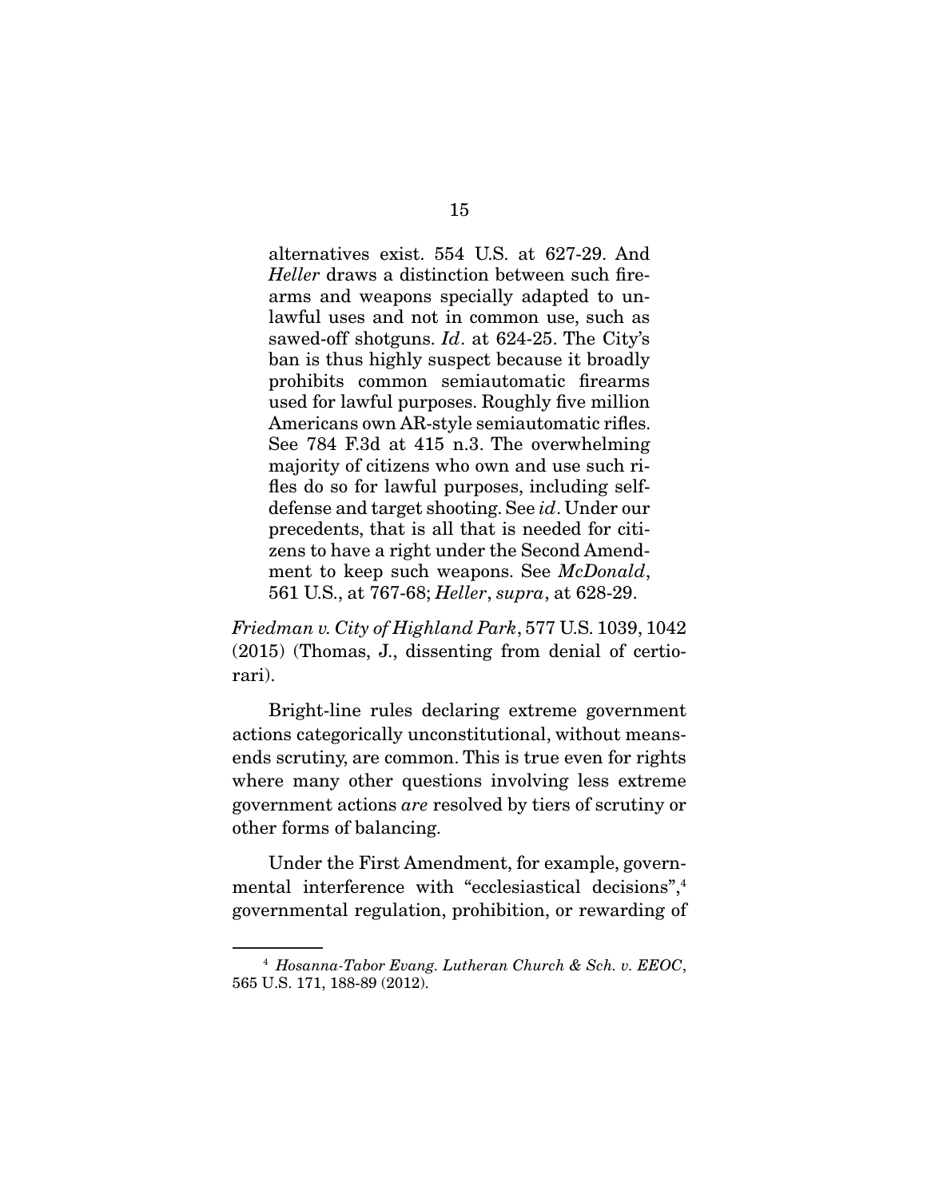> alternatives exist. 554 U.S. at 627-29. And *Heller* draws a distinction between such firearms and weapons specially adapted to unlawful uses and not in common use, such as sawed-off shotguns. *Id*. at 624-25. The City's ban is thus highly suspect because it broadly prohibits common semiautomatic firearms used for lawful purposes. Roughly five million Americans own AR-style semiautomatic rifles. See 784 F.3d at 415 n.3. The overwhelming majority of citizens who own and use such rifles do so for lawful purposes, including self-defense and target shooting. See *id*. Under our precedents, that is all that is needed for citizens to have a right under the Second Amendment to keep such weapons. See *McDonald*, 561 U.S., at 767-68; *Heller*, *supra*, at 628-29.

*Friedman v. City of Highland Park*, 577 U.S. 1039, 1042 (2015) (Thomas, J., dissenting from denial of certiorari).

Bright-line rules declaring extreme government actions categorically unconstitutional, without means-ends scrutiny, are common. This is true even for rights where many other questions involving less extreme government actions *are* resolved by tiers of scrutiny or other forms of balancing.

Under the First Amendment, for example, governmental interference with "ecclesiastical decisions",[4] governmental regulation, prohibition, or rewarding of

---

[4] *Hosanna-Tabor Evang. Lutheran Church & Sch. v. EEOC*, 565 U.S. 171, 188-89 (2012).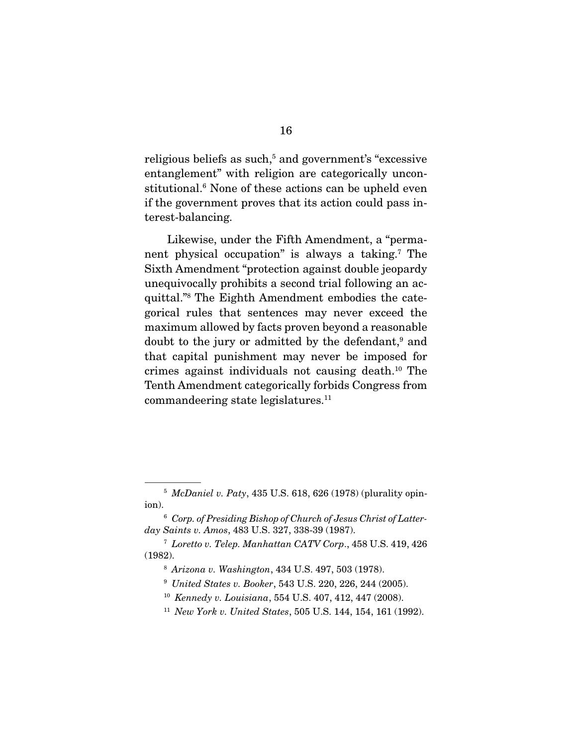religious beliefs as such,[5] and government's "excessive entanglement" with religion are categorically unconstitutional.[6] None of these actions can be upheld even if the government proves that its action could pass interest-balancing.

Likewise, under the Fifth Amendment, a "permanent physical occupation" is always a taking.[7] The Sixth Amendment "protection against double jeopardy unequivocally prohibits a second trial following an acquittal."[8] The Eighth Amendment embodies the categorical rules that sentences may never exceed the maximum allowed by facts proven beyond a reasonable doubt to the jury or admitted by the defendant,[9] and that capital punishment may never be imposed for crimes against individuals not causing death.[10] The Tenth Amendment categorically forbids Congress from commandeering state legislatures.[11]

---

[5] *McDaniel v. Paty*, 435 U.S. 618, 626 (1978) (plurality opinion).

[6] *Corp. of Presiding Bishop of Church of Jesus Christ of Latter-day Saints v. Amos*, 483 U.S. 327, 338-39 (1987).

[7] *Loretto v. Telep. Manhattan CATV Corp*., 458 U.S. 419, 426 (1982).

[8] *Arizona v. Washington*, 434 U.S. 497, 503 (1978).

[9] *United States v. Booker*, 543 U.S. 220, 226, 244 (2005).

[10] *Kennedy v. Louisiana*, 554 U.S. 407, 412, 447 (2008).

[11] *New York v. United States*, 505 U.S. 144, 154, 161 (1992).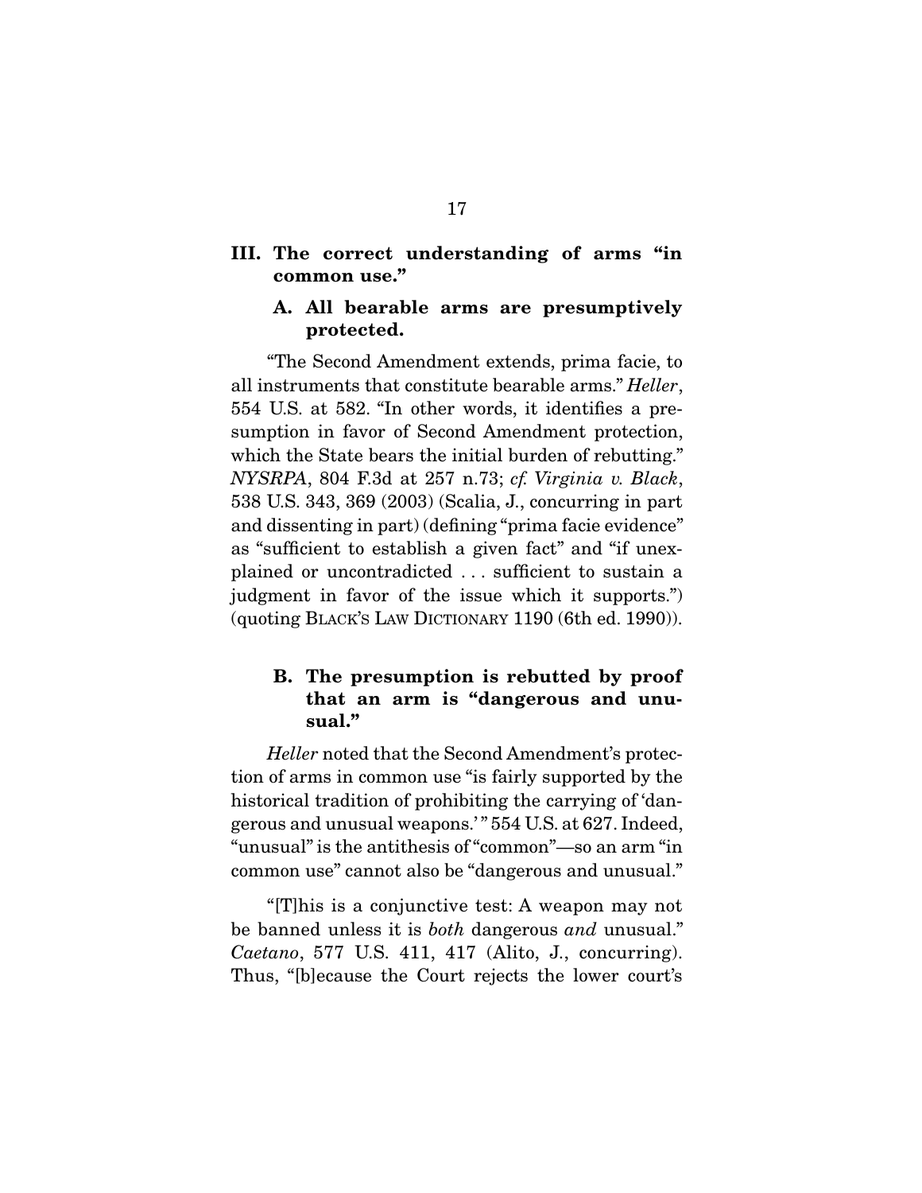## III. The correct understanding of arms "in common use."

### A. All bearable arms are presumptively protected.

"The Second Amendment extends, prima facie, to all instruments that constitute bearable arms." *Heller*, 554 U.S. at 582. "In other words, it identifies a presumption in favor of Second Amendment protection, which the State bears the initial burden of rebutting." *NYSRPA*, 804 F.3d at 257 n.73; *cf. Virginia v. Black*, 538 U.S. 343, 369 (2003) (Scalia, J., concurring in part and dissenting in part) (defining "prima facie evidence" as "sufficient to establish a given fact" and "if unexplained or uncontradicted . . . sufficient to sustain a judgment in favor of the issue which it supports.") (quoting BLACK'S LAW DICTIONARY 1190 (6th ed. 1990)).

### B. The presumption is rebutted by proof that an arm is "dangerous and unusual."

*Heller* noted that the Second Amendment's protection of arms in common use "is fairly supported by the historical tradition of prohibiting the carrying of 'dangerous and unusual weapons.'" 554 U.S. at 627. Indeed, "unusual" is the antithesis of "common"—so an arm "in common use" cannot also be "dangerous and unusual."

"[T]his is a conjunctive test: A weapon may not be banned unless it is *both* dangerous *and* unusual." *Caetano*, 577 U.S. 411, 417 (Alito, J., concurring). Thus, "[b]ecause the Court rejects the lower court's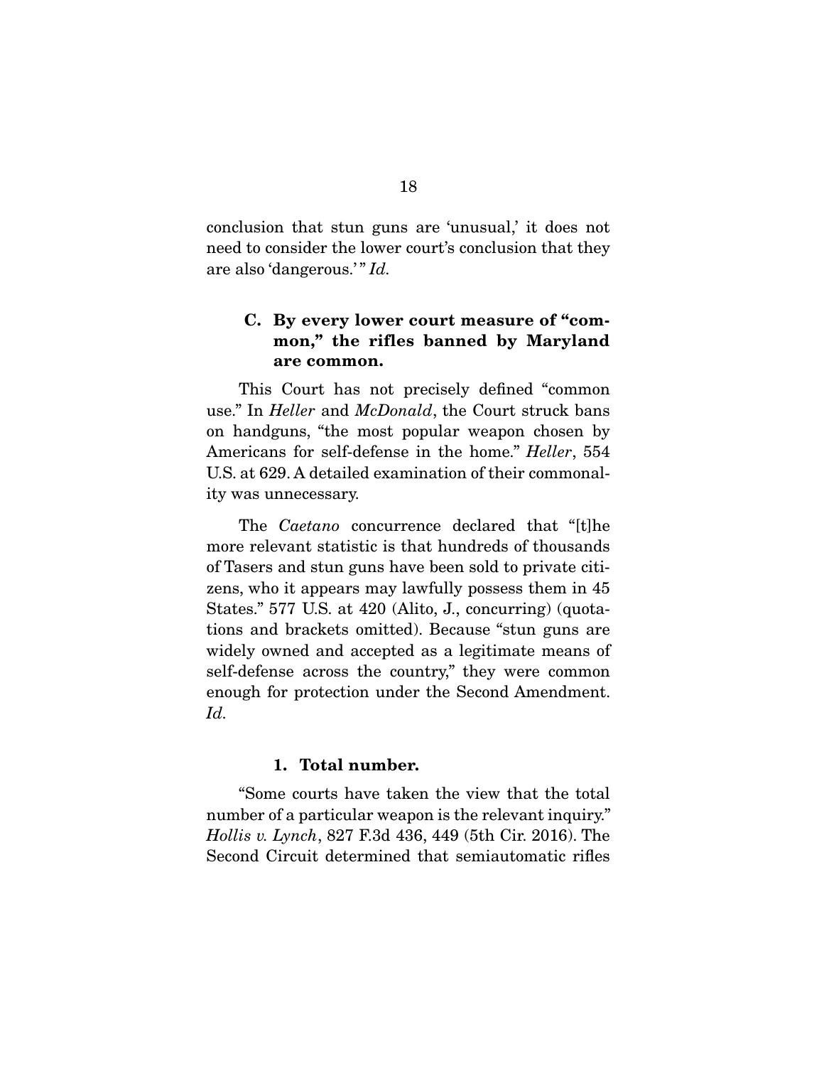conclusion that stun guns are 'unusual,' it does not need to consider the lower court's conclusion that they are also 'dangerous.'" *Id.*

### C. By every lower court measure of "common," the rifles banned by Maryland are common.

This Court has not precisely defined "common use." In *Heller* and *McDonald*, the Court struck bans on handguns, "the most popular weapon chosen by Americans for self-defense in the home." *Heller*, 554 U.S. at 629. A detailed examination of their commonality was unnecessary.

The *Caetano* concurrence declared that "[t]he more relevant statistic is that hundreds of thousands of Tasers and stun guns have been sold to private citizens, who it appears may lawfully possess them in 45 States." 577 U.S. at 420 (Alito, J., concurring) (quotations and brackets omitted). Because "stun guns are widely owned and accepted as a legitimate means of self-defense across the country," they were common enough for protection under the Second Amendment. *Id.*

#### 1. Total number.

"Some courts have taken the view that the total number of a particular weapon is the relevant inquiry." *Hollis v. Lynch*, 827 F.3d 436, 449 (5th Cir. 2016). The Second Circuit determined that semiautomatic rifles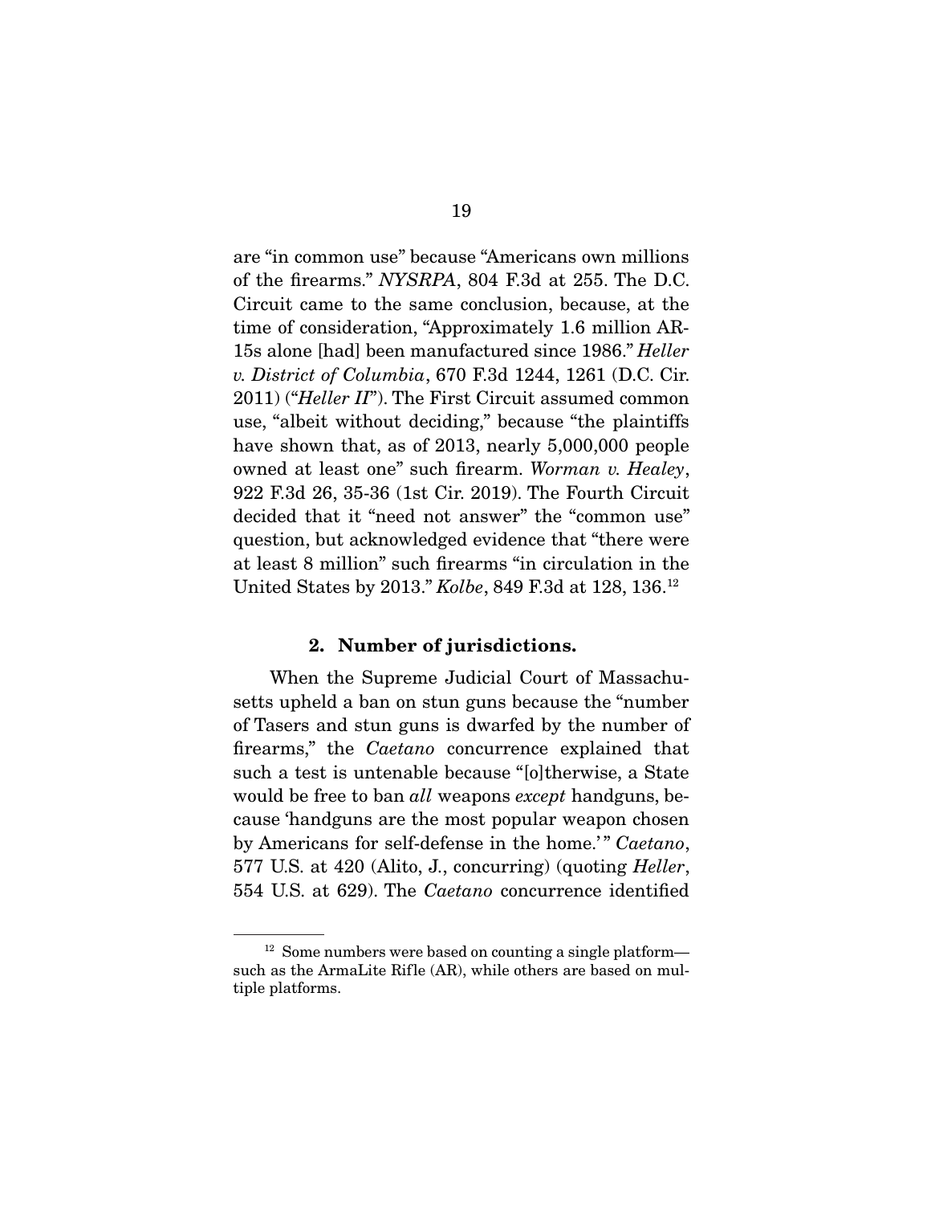are "in common use" because "Americans own millions of the firearms." *NYSRPA*, 804 F.3d at 255. The D.C. Circuit came to the same conclusion, because, at the time of consideration, "Approximately 1.6 million AR-15s alone [had] been manufactured since 1986." *Heller v. District of Columbia*, 670 F.3d 1244, 1261 (D.C. Cir. 2011) ("*Heller II*"). The First Circuit assumed common use, "albeit without deciding," because "the plaintiffs have shown that, as of 2013, nearly 5,000,000 people owned at least one" such firearm. *Worman v. Healey*, 922 F.3d 26, 35-36 (1st Cir. 2019). The Fourth Circuit decided that it "need not answer" the "common use" question, but acknowledged evidence that "there were at least 8 million" such firearms "in circulation in the United States by 2013." *Kolbe*, 849 F.3d at 128, 136.[12]

#### 2. Number of jurisdictions.

When the Supreme Judicial Court of Massachusetts upheld a ban on stun guns because the "number of Tasers and stun guns is dwarfed by the number of firearms," the *Caetano* concurrence explained that such a test is untenable because "[o]therwise, a State would be free to ban *all* weapons *except* handguns, because 'handguns are the most popular weapon chosen by Americans for self-defense in the home.'" *Caetano*, 577 U.S. at 420 (Alito, J., concurring) (quoting *Heller*, 554 U.S. at 629). The *Caetano* concurrence identified

---

[12] Some numbers were based on counting a single platform—such as the ArmaLite Rifle (AR), while others are based on multiple platforms.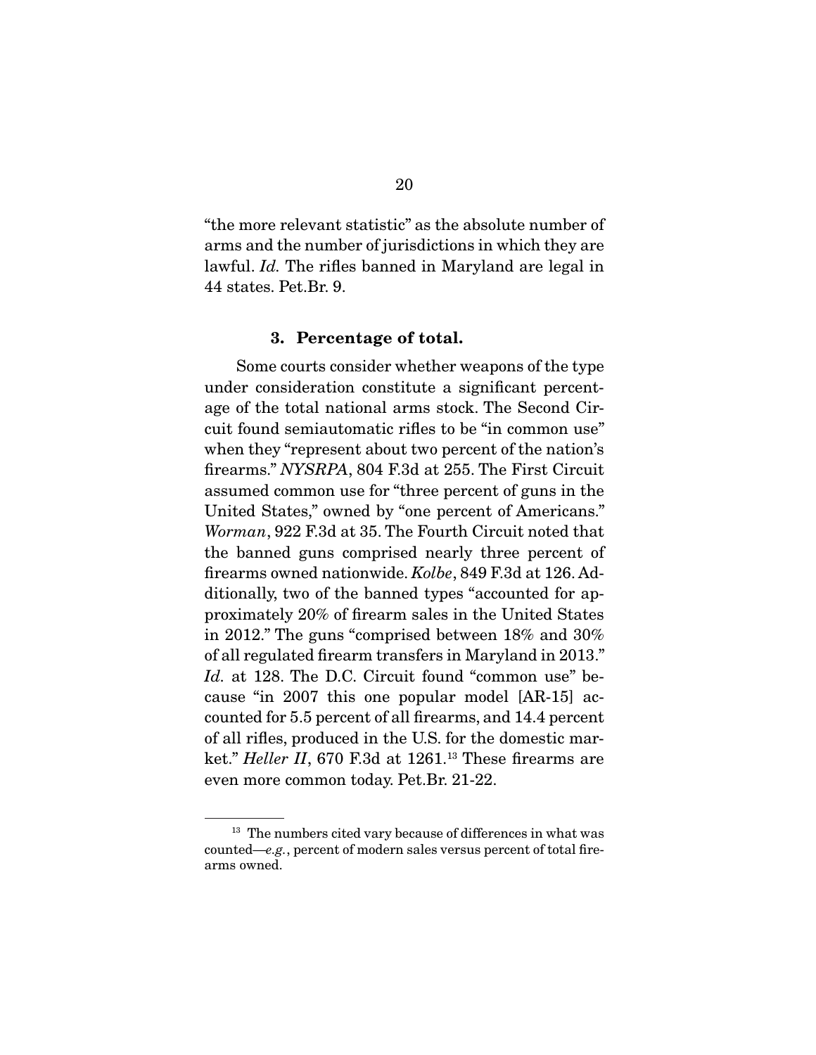"the more relevant statistic" as the absolute number of arms and the number of jurisdictions in which they are lawful. *Id.* The rifles banned in Maryland are legal in 44 states. Pet.Br. 9.

### 3. Percentage of total.

Some courts consider whether weapons of the type under consideration constitute a significant percentage of the total national arms stock. The Second Circuit found semiautomatic rifles to be "in common use" when they "represent about two percent of the nation's firearms." *NYSRPA*, 804 F.3d at 255. The First Circuit assumed common use for "three percent of guns in the United States," owned by "one percent of Americans." *Worman*, 922 F.3d at 35. The Fourth Circuit noted that the banned guns comprised nearly three percent of firearms owned nationwide. *Kolbe*, 849 F.3d at 126. Additionally, two of the banned types "accounted for approximately 20% of firearm sales in the United States in 2012." The guns "comprised between 18% and 30% of all regulated firearm transfers in Maryland in 2013." *Id.* at 128. The D.C. Circuit found "common use" because "in 2007 this one popular model [AR-15] accounted for 5.5 percent of all firearms, and 14.4 percent of all rifles, produced in the U.S. for the domestic market." *Heller II*, 670 F.3d at 1261.[13] These firearms are even more common today. Pet.Br. 21-22.

---

[13] The numbers cited vary because of differences in what was counted—*e.g.*, percent of modern sales versus percent of total firearms owned.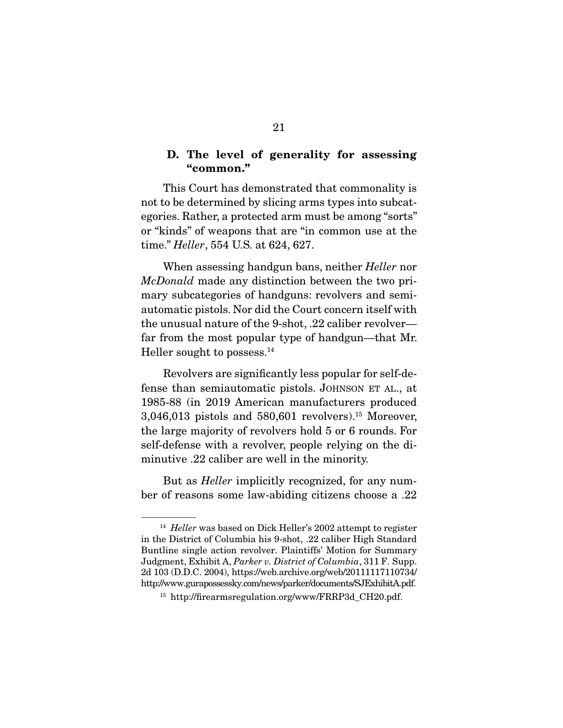### D. The level of generality for assessing "common."

This Court has demonstrated that commonality is not to be determined by slicing arms types into subcategories. Rather, a protected arm must be among "sorts" or "kinds" of weapons that are "in common use at the time." *Heller*, 554 U.S. at 624, 627.

When assessing handgun bans, neither *Heller* nor *McDonald* made any distinction between the two primary subcategories of handguns: revolvers and semiautomatic pistols. Nor did the Court concern itself with the unusual nature of the 9-shot, .22 caliber revolver—far from the most popular type of handgun—that Mr. Heller sought to possess.[14]

Revolvers are significantly less popular for self-defense than semiautomatic pistols. JOHNSON ET AL., at 1985-88 (in 2019 American manufacturers produced 3,046,013 pistols and 580,601 revolvers).[15] Moreover, the large majority of revolvers hold 5 or 6 rounds. For self-defense with a revolver, people relying on the diminutive .22 caliber are well in the minority.

But as *Heller* implicitly recognized, for any number of reasons some law-abiding citizens choose a .22

---

[14] *Heller* was based on Dick Heller's 2002 attempt to register in the District of Columbia his 9-shot, .22 caliber High Standard Buntline single action revolver. Plaintiffs' Motion for Summary Judgment, Exhibit A, *Parker v. District of Columbia*, 311 F. Supp. 2d 103 (D.D.C. 2004), https://web.archive.org/web/20111117110734/http://www.gurapossessky.com/news/parker/documents/SJExhibitA.pdf.

[15] http://firearmsregulation.org/www/FRRP3d_CH20.pdf.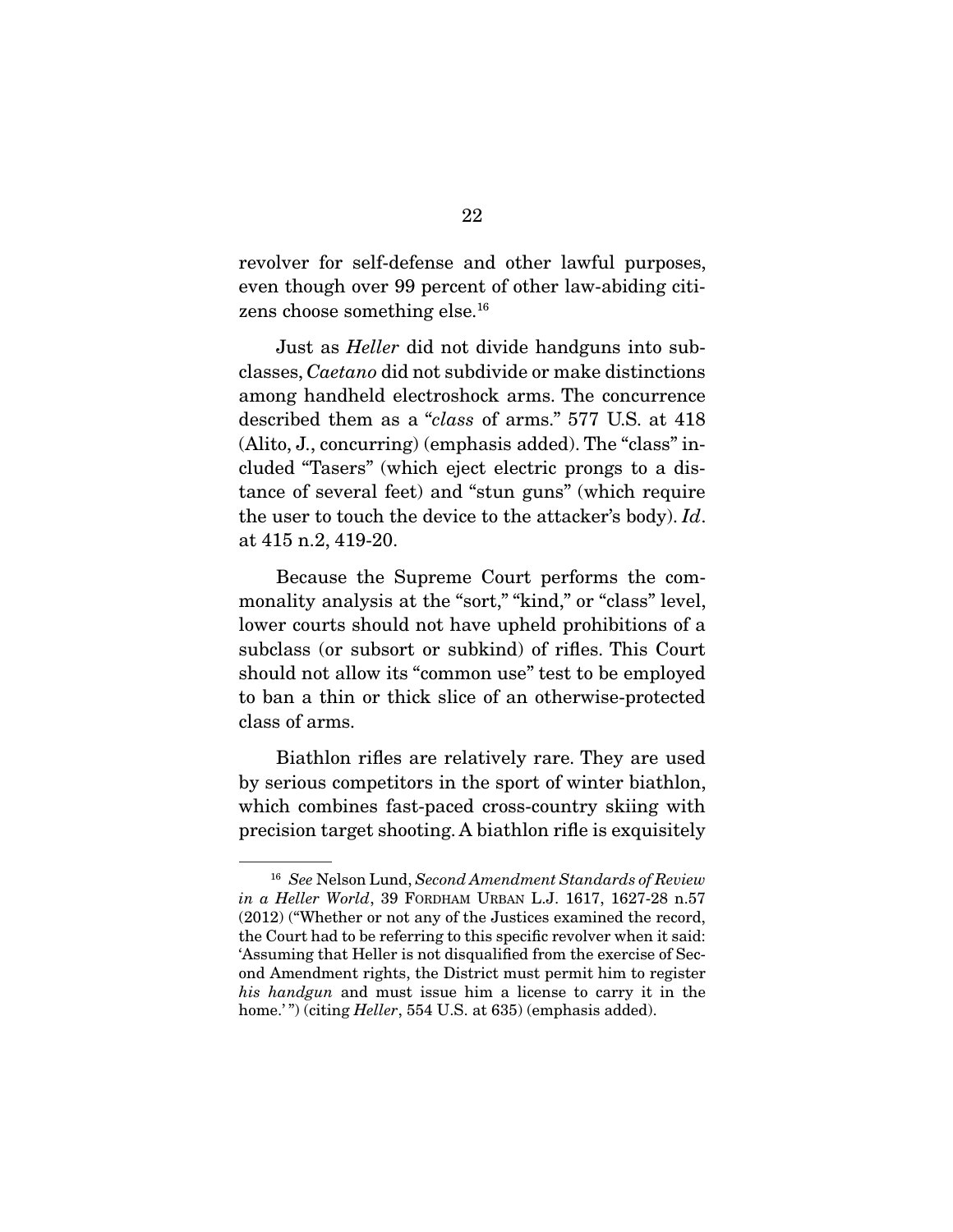revolver for self-defense and other lawful purposes, even though over 99 percent of other law-abiding citizens choose something else.[16]

Just as *Heller* did not divide handguns into subclasses, *Caetano* did not subdivide or make distinctions among handheld electroshock arms. The concurrence described them as a "*class* of arms." 577 U.S. at 418 (Alito, J., concurring) (emphasis added). The "class" included "Tasers" (which eject electric prongs to a distance of several feet) and "stun guns" (which require the user to touch the device to the attacker's body). *Id*. at 415 n.2, 419-20.

Because the Supreme Court performs the commonality analysis at the "sort," "kind," or "class" level, lower courts should not have upheld prohibitions of a subclass (or subsort or subkind) of rifles. This Court should not allow its "common use" test to be employed to ban a thin or thick slice of an otherwise-protected class of arms.

Biathlon rifles are relatively rare. They are used by serious competitors in the sport of winter biathlon, which combines fast-paced cross-country skiing with precision target shooting. A biathlon rifle is exquisitely

[16] *See* Nelson Lund, *Second Amendment Standards of Review in a Heller World*, 39 FORDHAM URBAN L.J. 1617, 1627-28 n.57 (2012) ("Whether or not any of the Justices examined the record, the Court had to be referring to this specific revolver when it said: 'Assuming that Heller is not disqualified from the exercise of Second Amendment rights, the District must permit him to register *his handgun* and must issue him a license to carry it in the home.' ") (citing *Heller*, 554 U.S. at 635) (emphasis added).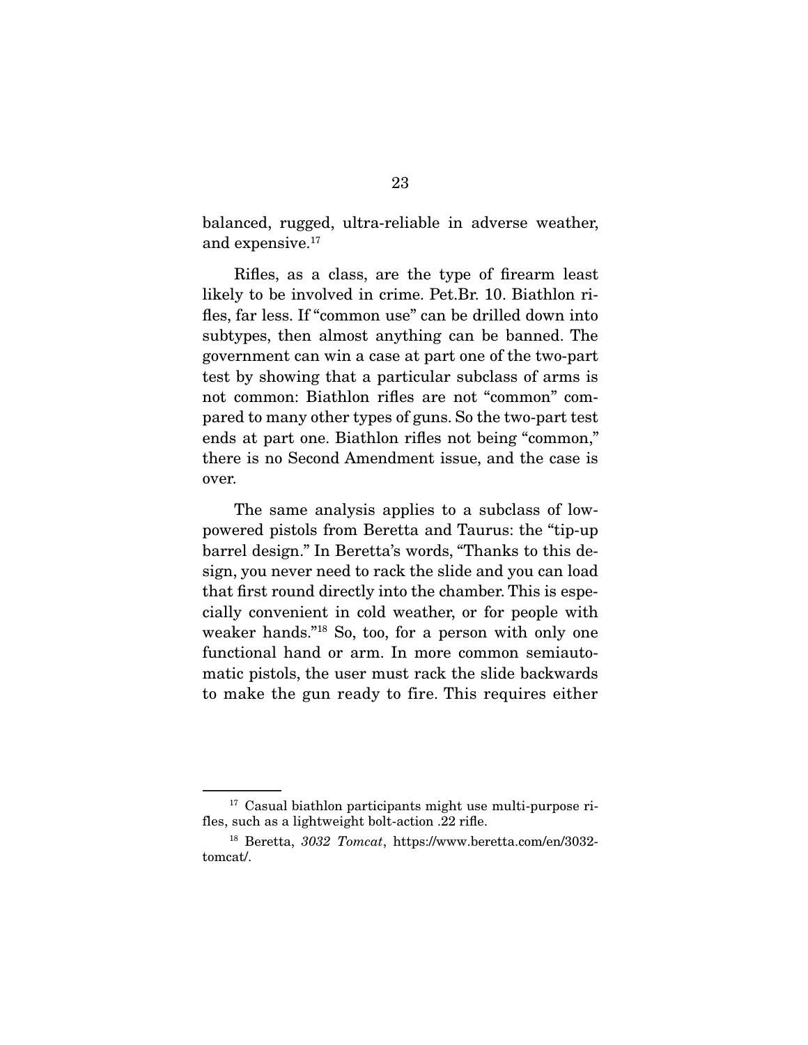balanced, rugged, ultra-reliable in adverse weather, and expensive.[17]

Rifles, as a class, are the type of firearm least likely to be involved in crime. Pet.Br. 10. Biathlon rifles, far less. If "common use" can be drilled down into subtypes, then almost anything can be banned. The government can win a case at part one of the two-part test by showing that a particular subclass of arms is not common: Biathlon rifles are not "common" compared to many other types of guns. So the two-part test ends at part one. Biathlon rifles not being "common," there is no Second Amendment issue, and the case is over.

The same analysis applies to a subclass of low-powered pistols from Beretta and Taurus: the "tip-up barrel design." In Beretta's words, "Thanks to this design, you never need to rack the slide and you can load that first round directly into the chamber. This is especially convenient in cold weather, or for people with weaker hands."[18] So, too, for a person with only one functional hand or arm. In more common semiautomatic pistols, the user must rack the slide backwards to make the gun ready to fire. This requires either

---

[17] Casual biathlon participants might use multi-purpose rifles, such as a lightweight bolt-action .22 rifle.

[18] Beretta, *3032 Tomcat*, https://www.beretta.com/en/3032-tomcat/.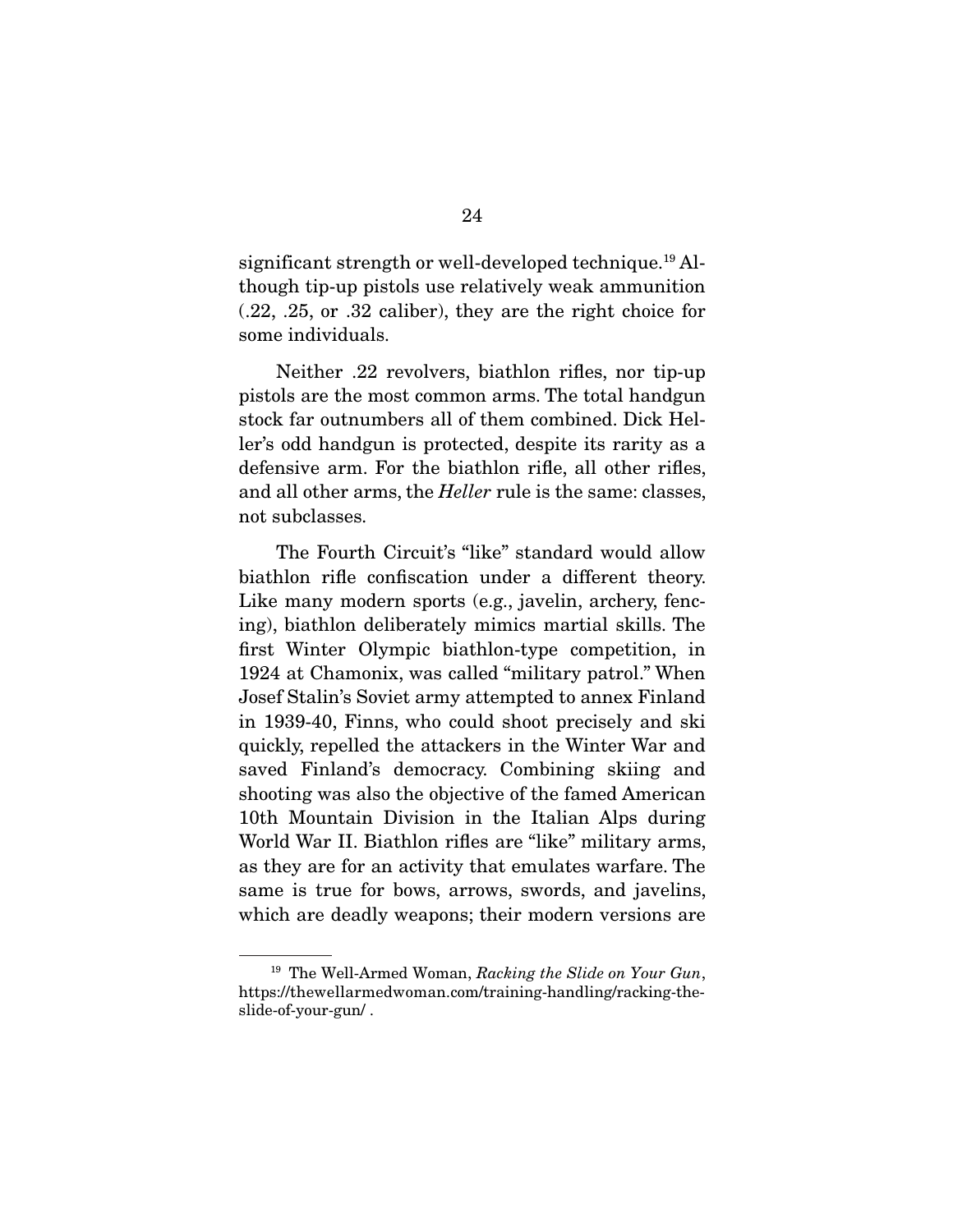significant strength or well-developed technique.[19] Although tip-up pistols use relatively weak ammunition (.22, .25, or .32 caliber), they are the right choice for some individuals.

Neither .22 revolvers, biathlon rifles, nor tip-up pistols are the most common arms. The total handgun stock far outnumbers all of them combined. Dick Heller's odd handgun is protected, despite its rarity as a defensive arm. For the biathlon rifle, all other rifles, and all other arms, the *Heller* rule is the same: classes, not subclasses.

The Fourth Circuit's "like" standard would allow biathlon rifle confiscation under a different theory. Like many modern sports (e.g., javelin, archery, fencing), biathlon deliberately mimics martial skills. The first Winter Olympic biathlon-type competition, in 1924 at Chamonix, was called "military patrol." When Josef Stalin's Soviet army attempted to annex Finland in 1939-40, Finns, who could shoot precisely and ski quickly, repelled the attackers in the Winter War and saved Finland's democracy. Combining skiing and shooting was also the objective of the famed American 10th Mountain Division in the Italian Alps during World War II. Biathlon rifles are "like" military arms, as they are for an activity that emulates warfare. The same is true for bows, arrows, swords, and javelins, which are deadly weapons; their modern versions are

---

[19] The Well-Armed Woman, *Racking the Slide on Your Gun*, https://thewellarmedwoman.com/training-handling/racking-the-slide-of-your-gun/ .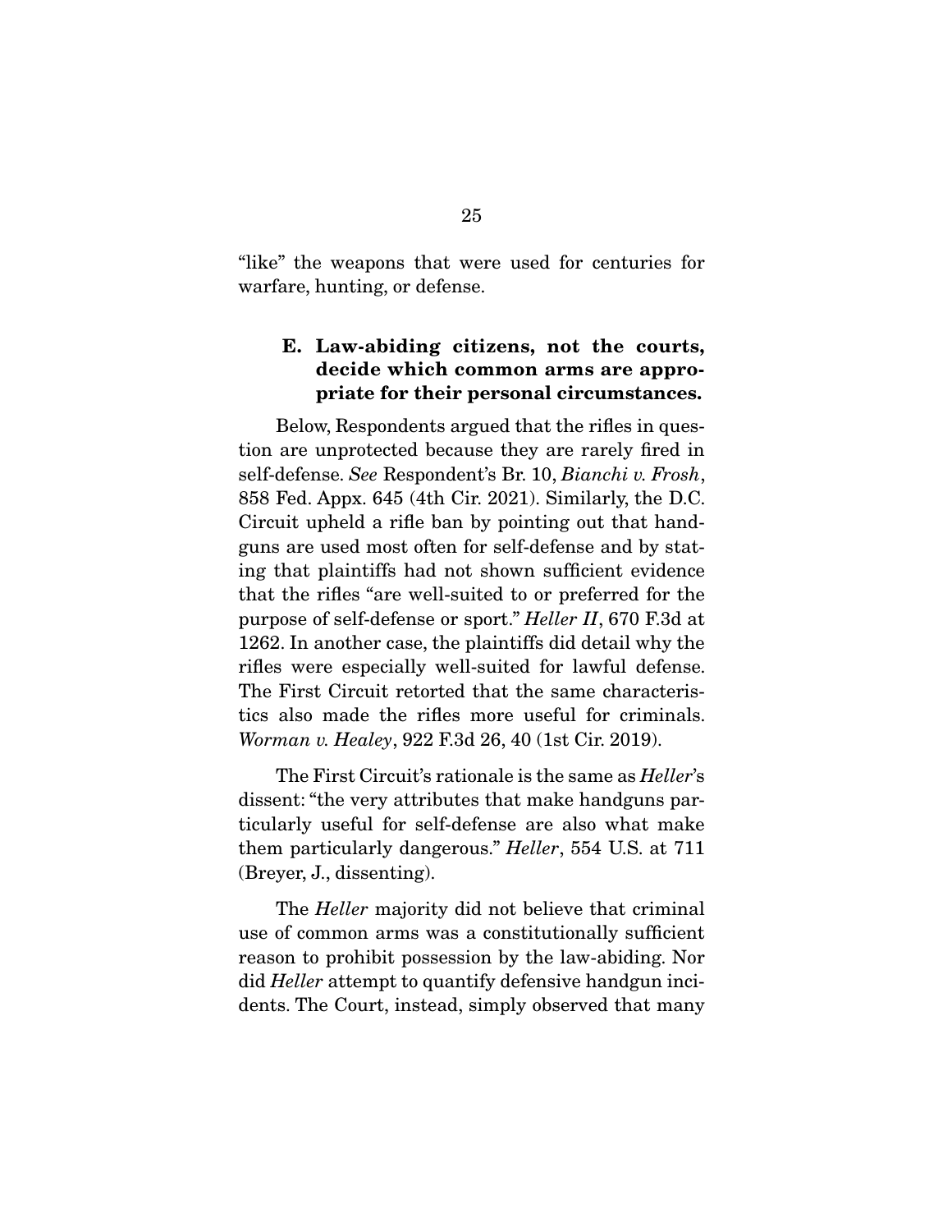"like" the weapons that were used for centuries for warfare, hunting, or defense.

### E. Law-abiding citizens, not the courts, decide which common arms are appropriate for their personal circumstances.

Below, Respondents argued that the rifles in question are unprotected because they are rarely fired in self-defense. *See* Respondent's Br. 10, *Bianchi v. Frosh*, 858 Fed. Appx. 645 (4th Cir. 2021). Similarly, the D.C. Circuit upheld a rifle ban by pointing out that handguns are used most often for self-defense and by stating that plaintiffs had not shown sufficient evidence that the rifles "are well-suited to or preferred for the purpose of self-defense or sport." *Heller II*, 670 F.3d at 1262. In another case, the plaintiffs did detail why the rifles were especially well-suited for lawful defense. The First Circuit retorted that the same characteristics also made the rifles more useful for criminals. *Worman v. Healey*, 922 F.3d 26, 40 (1st Cir. 2019).

The First Circuit's rationale is the same as *Heller*'s dissent: "the very attributes that make handguns particularly useful for self-defense are also what make them particularly dangerous." *Heller*, 554 U.S. at 711 (Breyer, J., dissenting).

The *Heller* majority did not believe that criminal use of common arms was a constitutionally sufficient reason to prohibit possession by the law-abiding. Nor did *Heller* attempt to quantify defensive handgun incidents. The Court, instead, simply observed that many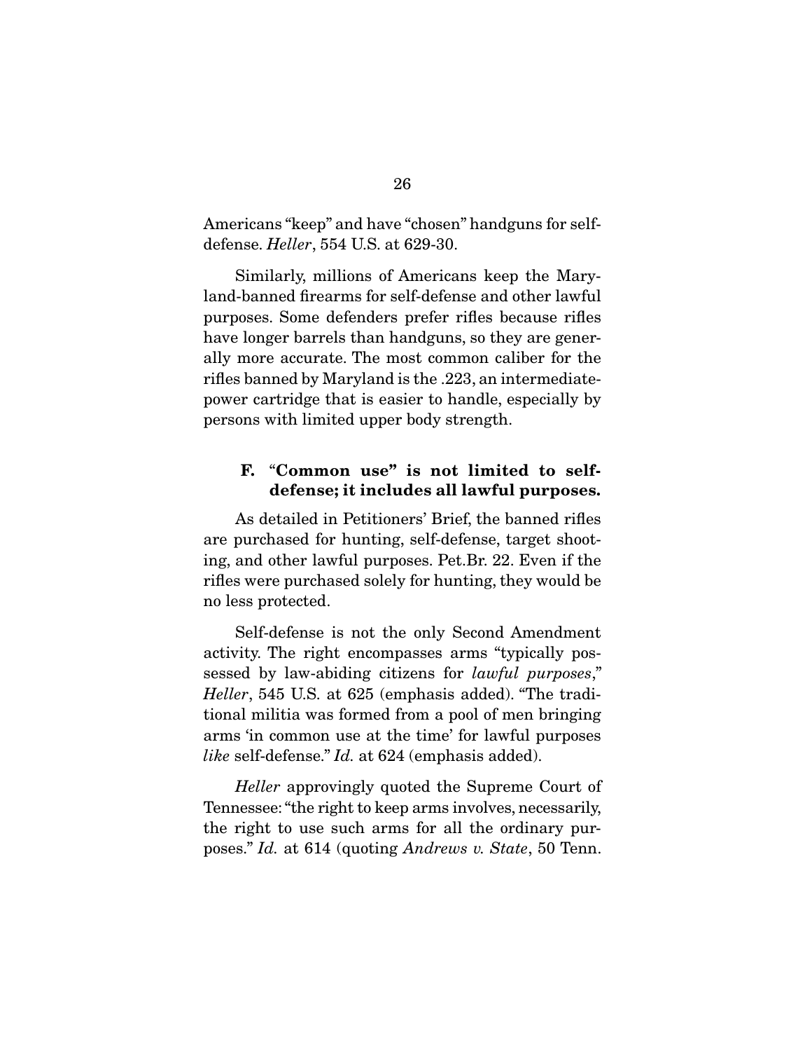Americans "keep" and have "chosen" handguns for self-defense. *Heller*, 554 U.S. at 629-30.

Similarly, millions of Americans keep the Maryland-banned firearms for self-defense and other lawful purposes. Some defenders prefer rifles because rifles have longer barrels than handguns, so they are generally more accurate. The most common caliber for the rifles banned by Maryland is the .223, an intermediate-power cartridge that is easier to handle, especially by persons with limited upper body strength.

### F. "Common use" is not limited to self-defense; it includes all lawful purposes.

As detailed in Petitioners' Brief, the banned rifles are purchased for hunting, self-defense, target shooting, and other lawful purposes. Pet.Br. 22. Even if the rifles were purchased solely for hunting, they would be no less protected.

Self-defense is not the only Second Amendment activity. The right encompasses arms "typically possessed by law-abiding citizens for *lawful purposes*," *Heller*, 545 U.S. at 625 (emphasis added). "The traditional militia was formed from a pool of men bringing arms 'in common use at the time' for lawful purposes *like* self-defense." *Id.* at 624 (emphasis added).

*Heller* approvingly quoted the Supreme Court of Tennessee: "the right to keep arms involves, necessarily, the right to use such arms for all the ordinary purposes." *Id.* at 614 (quoting *Andrews v. State*, 50 Tenn.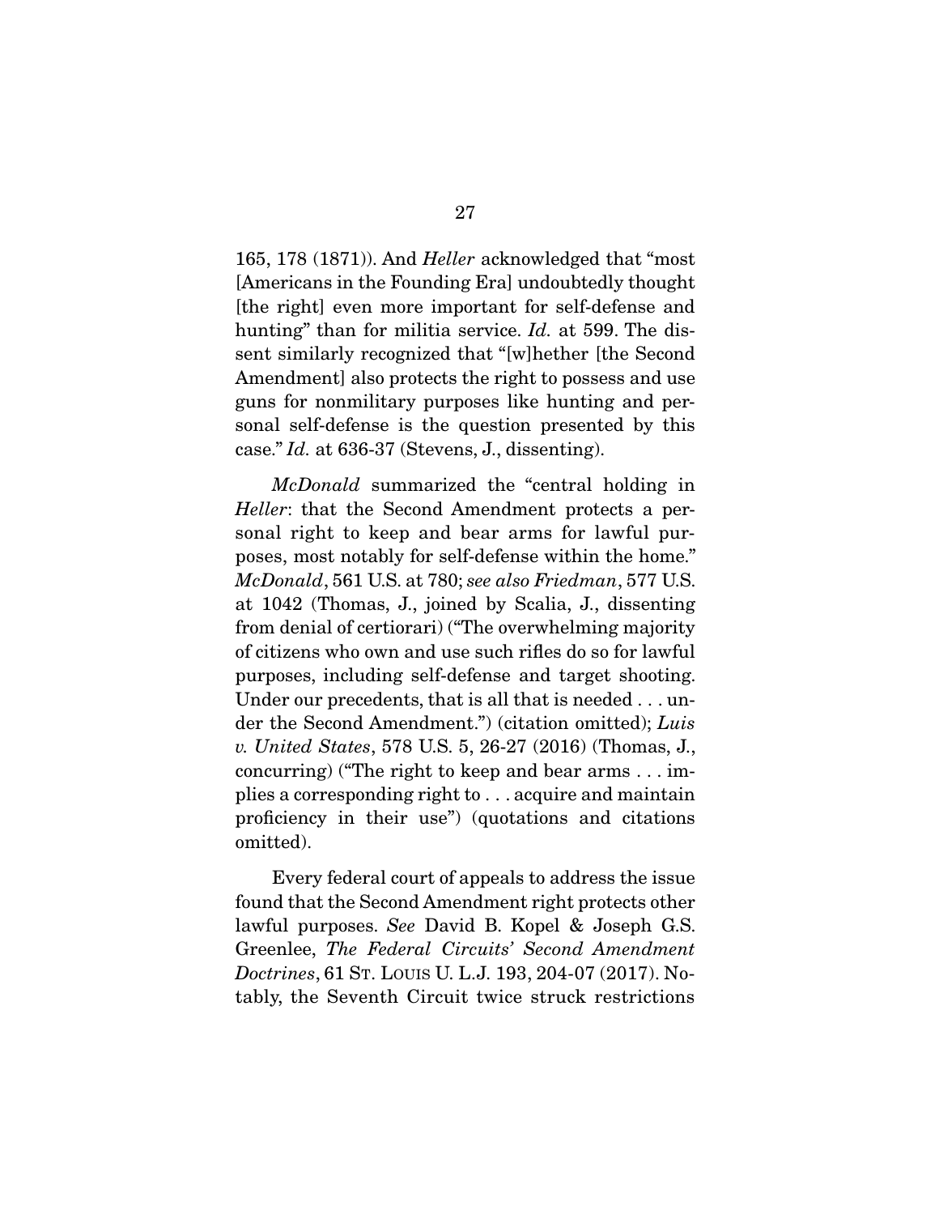165, 178 (1871)). And *Heller* acknowledged that "most [Americans in the Founding Era] undoubtedly thought [the right] even more important for self-defense and hunting" than for militia service. *Id.* at 599. The dissent similarly recognized that "[w]hether [the Second Amendment] also protects the right to possess and use guns for nonmilitary purposes like hunting and personal self-defense is the question presented by this case." *Id.* at 636-37 (Stevens, J., dissenting).

*McDonald* summarized the "central holding in *Heller*: that the Second Amendment protects a personal right to keep and bear arms for lawful purposes, most notably for self-defense within the home." *McDonald*, 561 U.S. at 780; *see also Friedman*, 577 U.S. at 1042 (Thomas, J., joined by Scalia, J., dissenting from denial of certiorari) ("The overwhelming majority of citizens who own and use such rifles do so for lawful purposes, including self-defense and target shooting. Under our precedents, that is all that is needed . . . under the Second Amendment.") (citation omitted); *Luis v. United States*, 578 U.S. 5, 26-27 (2016) (Thomas, J., concurring) ("The right to keep and bear arms . . . implies a corresponding right to . . . acquire and maintain proficiency in their use") (quotations and citations omitted).

Every federal court of appeals to address the issue found that the Second Amendment right protects other lawful purposes. *See* David B. Kopel & Joseph G.S. Greenlee, *The Federal Circuits' Second Amendment Doctrines*, 61 ST. LOUIS U. L.J. 193, 204-07 (2017). Notably, the Seventh Circuit twice struck restrictions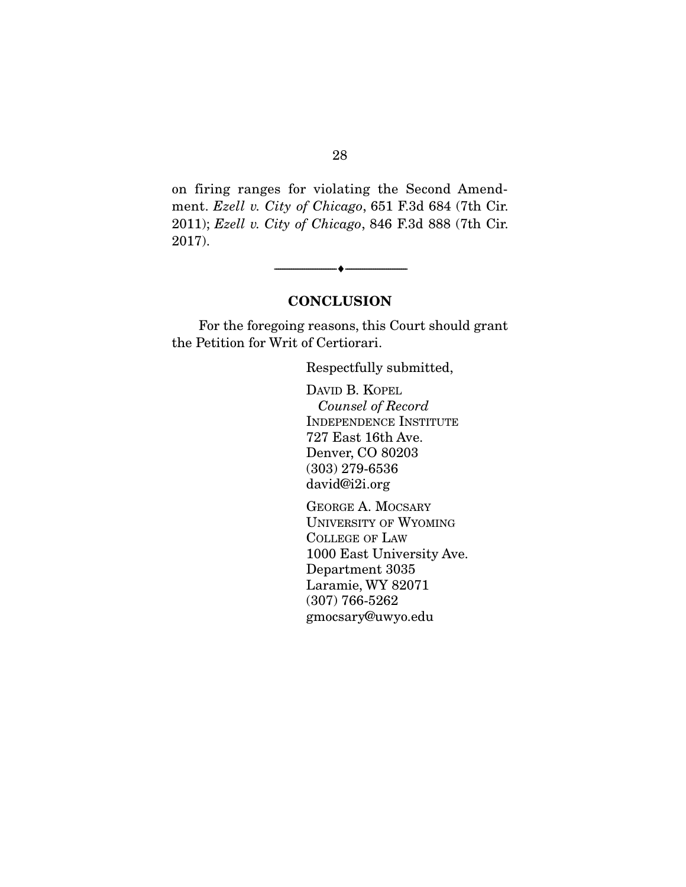on firing ranges for violating the Second Amendment. *Ezell v. City of Chicago*, 651 F.3d 684 (7th Cir. 2011); *Ezell v. City of Chicago*, 846 F.3d 888 (7th Cir. 2017).

---

## CONCLUSION

For the foregoing reasons, this Court should grant the Petition for Writ of Certiorari.

Respectfully submitted,

DAVID B. KOPEL
*Counsel of Record*
INDEPENDENCE INSTITUTE
727 East 16th Ave.
Denver, CO 80203
(303) 279-6536
david@i2i.org

GEORGE A. MOCSARY
UNIVERSITY OF WYOMING
COLLEGE OF LAW
1000 East University Ave.
Department 3035
Laramie, WY 82071
(307) 766-5262
gmocsary@uwyo.edu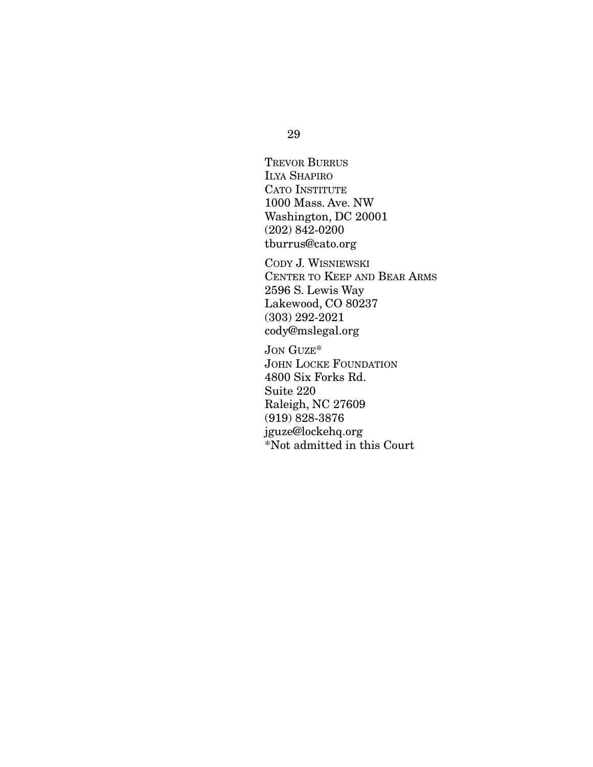TREVOR BURRUS
ILYA SHAPIRO
CATO INSTITUTE
1000 Mass. Ave. NW
Washington, DC 20001
(202) 842-0200
tburrus@cato.org

CODY J. WISNIEWSKI
CENTER TO KEEP AND BEAR ARMS
2596 S. Lewis Way
Lakewood, CO 80237
(303) 292-2021
cody@mslegal.org

JON GUZE*
JOHN LOCKE FOUNDATION
4800 Six Forks Rd.
Suite 220
Raleigh, NC 27609
(919) 828-3876
jguze@lockehq.org
*Not admitted in this Court